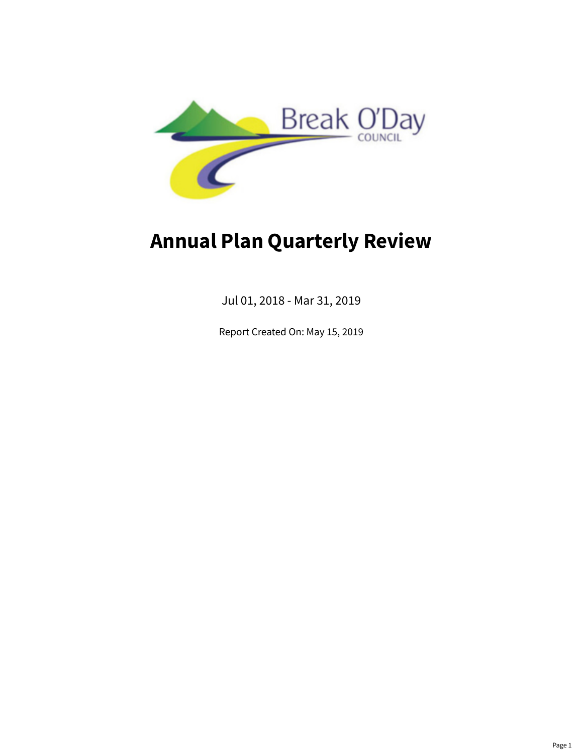Break O'Day COUNCIL

# Annual Plan Quarterly Review

Jul 01, 2018 - Mar 31, 2019

Report Created On: May 15, 2019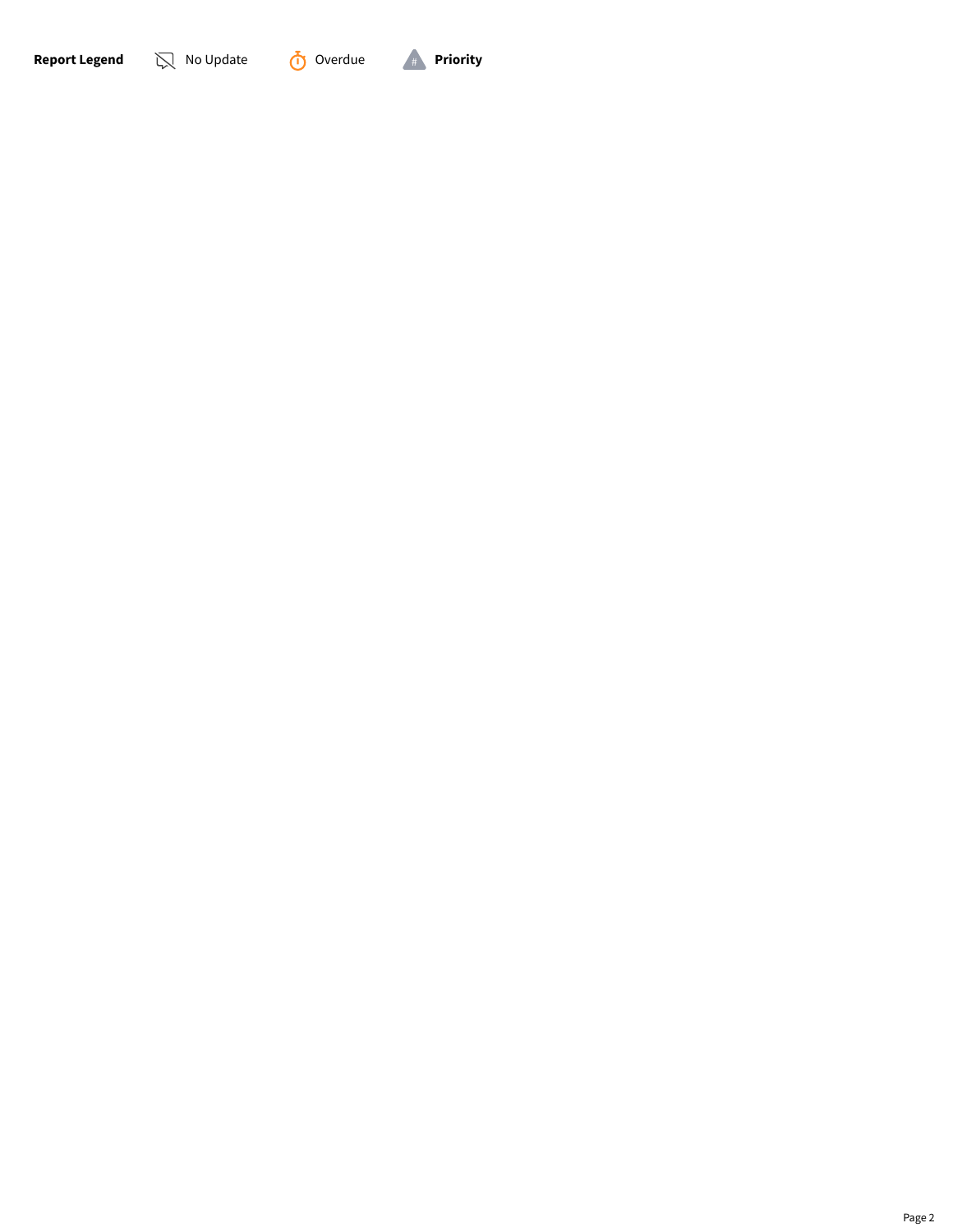**Report Legend** No Update Overdue # **Priority**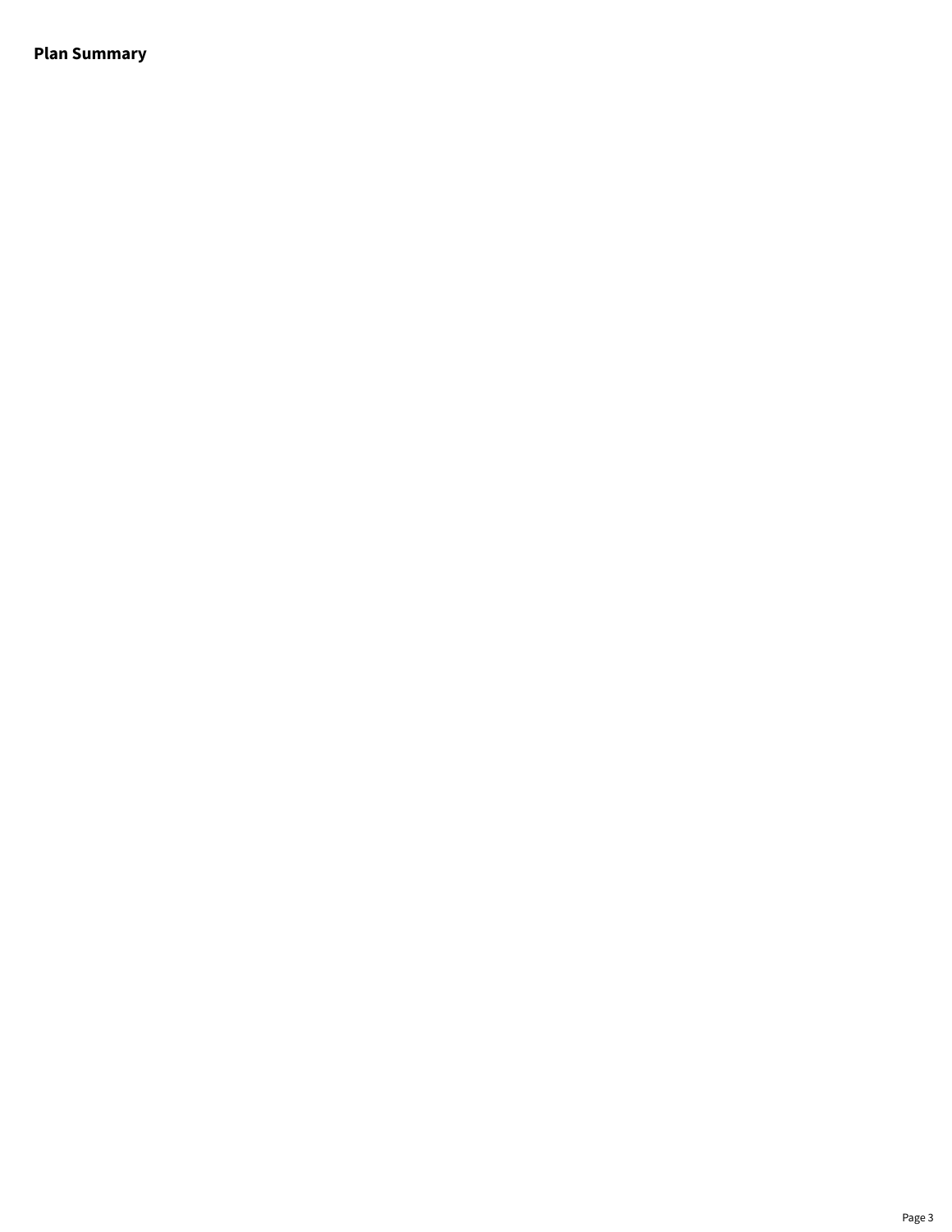## Plan Summary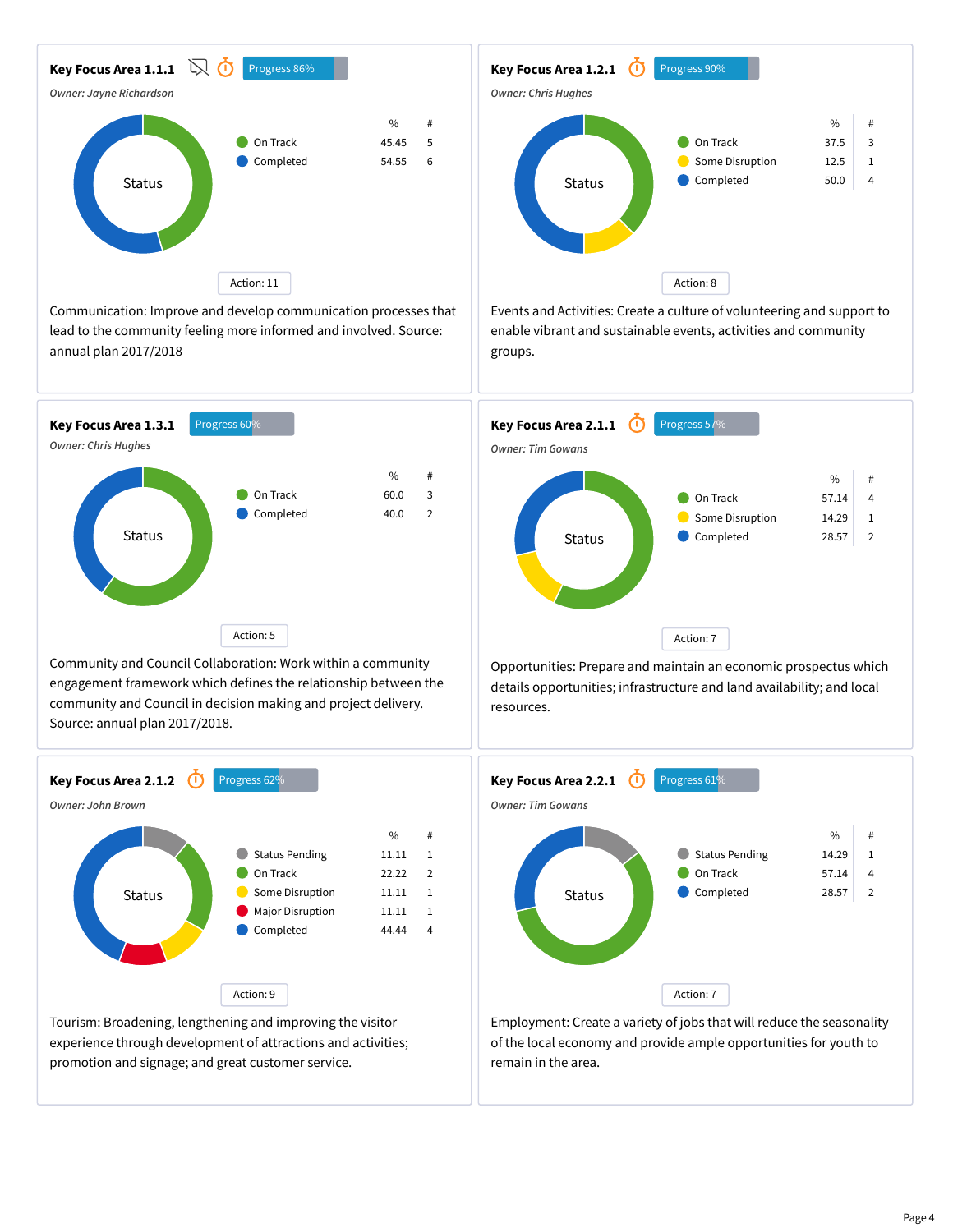## Key Focus Area 1.1.1

Progress 86%

*Owner: Jayne Richardson*

Status

| | % | # |
|---|---|---|
| On Track | 45.45 | 5 |
| Completed | 54.55 | 6 |

Action: 11

Communication: Improve and develop communication processes that lead to the community feeling more informed and involved. Source: annual plan 2017/2018

## Key Focus Area 1.2.1

Progress 90%

*Owner: Chris Hughes*

Status

| | % | # |
|---|---|---|
| On Track | 37.5 | 3 |
| Some Disruption | 12.5 | 1 |
| Completed | 50.0 | 4 |

Action: 8

Events and Activities: Create a culture of volunteering and support to enable vibrant and sustainable events, activities and community groups.

## Key Focus Area 1.3.1

Progress 60%

*Owner: Chris Hughes*

Status

| | % | # |
|---|---|---|
| On Track | 60.0 | 3 |
| Completed | 40.0 | 2 |

Action: 5

Community and Council Collaboration: Work within a community engagement framework which defines the relationship between the community and Council in decision making and project delivery. Source: annual plan 2017/2018.

## Key Focus Area 2.1.1

Progress 57%

*Owner: Tim Gowans*

Status

| | % | # |
|---|---|---|
| On Track | 57.14 | 4 |
| Some Disruption | 14.29 | 1 |
| Completed | 28.57 | 2 |

Action: 7

Opportunities: Prepare and maintain an economic prospectus which details opportunities; infrastructure and land availability; and local resources.

## Key Focus Area 2.1.2

Progress 62%

*Owner: John Brown*

Status

| | % | # |
|---|---|---|
| Status Pending | 11.11 | 1 |
| On Track | 22.22 | 2 |
| Some Disruption | 11.11 | 1 |
| Major Disruption | 11.11 | 1 |
| Completed | 44.44 | 4 |

Action: 9

Tourism: Broadening, lengthening and improving the visitor experience through development of attractions and activities; promotion and signage; and great customer service.

## Key Focus Area 2.2.1

Progress 61%

*Owner: Tim Gowans*

Status

| | % | # |
|---|---|---|
| Status Pending | 14.29 | 1 |
| On Track | 57.14 | 4 |
| Completed | 28.57 | 2 |

Action: 7

Employment: Create a variety of jobs that will reduce the seasonality of the local economy and provide ample opportunities for youth to remain in the area.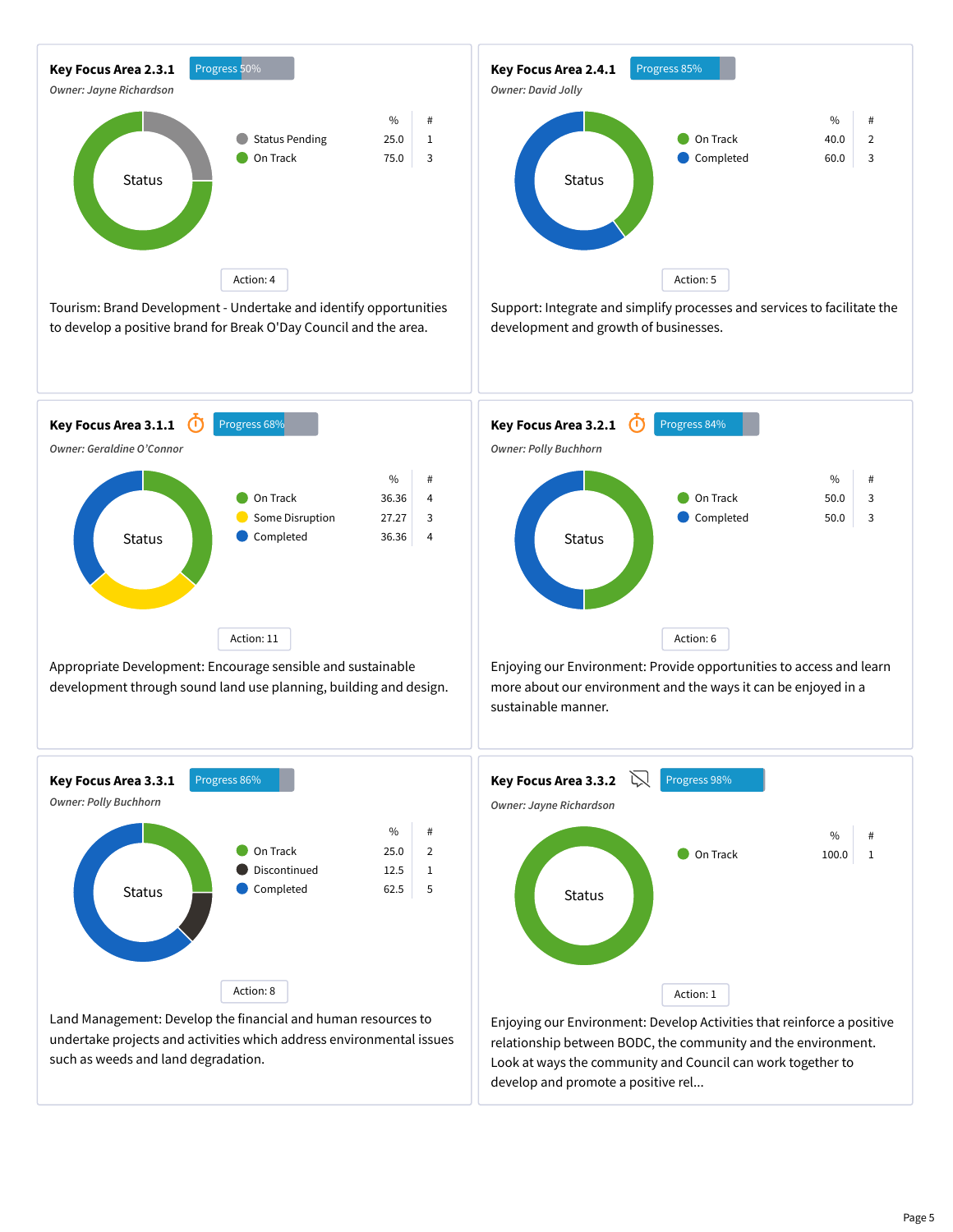## Key Focus Area 2.3.1

Progress 50%

*Owner: Jayne Richardson*

Status

| | % | # |
|---|---|---|
| Status Pending | 25.0 | 1 |
| On Track | 75.0 | 3 |

Action: 4

Tourism: Brand Development - Undertake and identify opportunities to develop a positive brand for Break O'Day Council and the area.

## Key Focus Area 2.4.1

Progress 85%

*Owner: David Jolly*

Status

| | % | # |
|---|---|---|
| On Track | 40.0 | 2 |
| Completed | 60.0 | 3 |

Action: 5

Support: Integrate and simplify processes and services to facilitate the development and growth of businesses.

## Key Focus Area 3.1.1

Progress 68%

*Owner: Geraldine O'Connor*

Status

| | % | # |
|---|---|---|
| On Track | 36.36 | 4 |
| Some Disruption | 27.27 | 3 |
| Completed | 36.36 | 4 |

Action: 11

Appropriate Development: Encourage sensible and sustainable development through sound land use planning, building and design.

## Key Focus Area 3.2.1

Progress 84%

*Owner: Polly Buchhorn*

Status

| | % | # |
|---|---|---|
| On Track | 50.0 | 3 |
| Completed | 50.0 | 3 |

Action: 6

Enjoying our Environment: Provide opportunities to access and learn more about our environment and the ways it can be enjoyed in a sustainable manner.

## Key Focus Area 3.3.1

Progress 86%

*Owner: Polly Buchhorn*

Status

| | % | # |
|---|---|---|
| On Track | 25.0 | 2 |
| Discontinued | 12.5 | 1 |
| Completed | 62.5 | 5 |

Action: 8

Land Management: Develop the financial and human resources to undertake projects and activities which address environmental issues such as weeds and land degradation.

## Key Focus Area 3.3.2

Progress 98%

*Owner: Jayne Richardson*

Status

| | % | # |
|---|---|---|
| On Track | 100.0 | 1 |

Action: 1

Enjoying our Environment: Develop Activities that reinforce a positive relationship between BODC, the community and the environment. Look at ways the community and Council can work together to develop and promote a positive rel...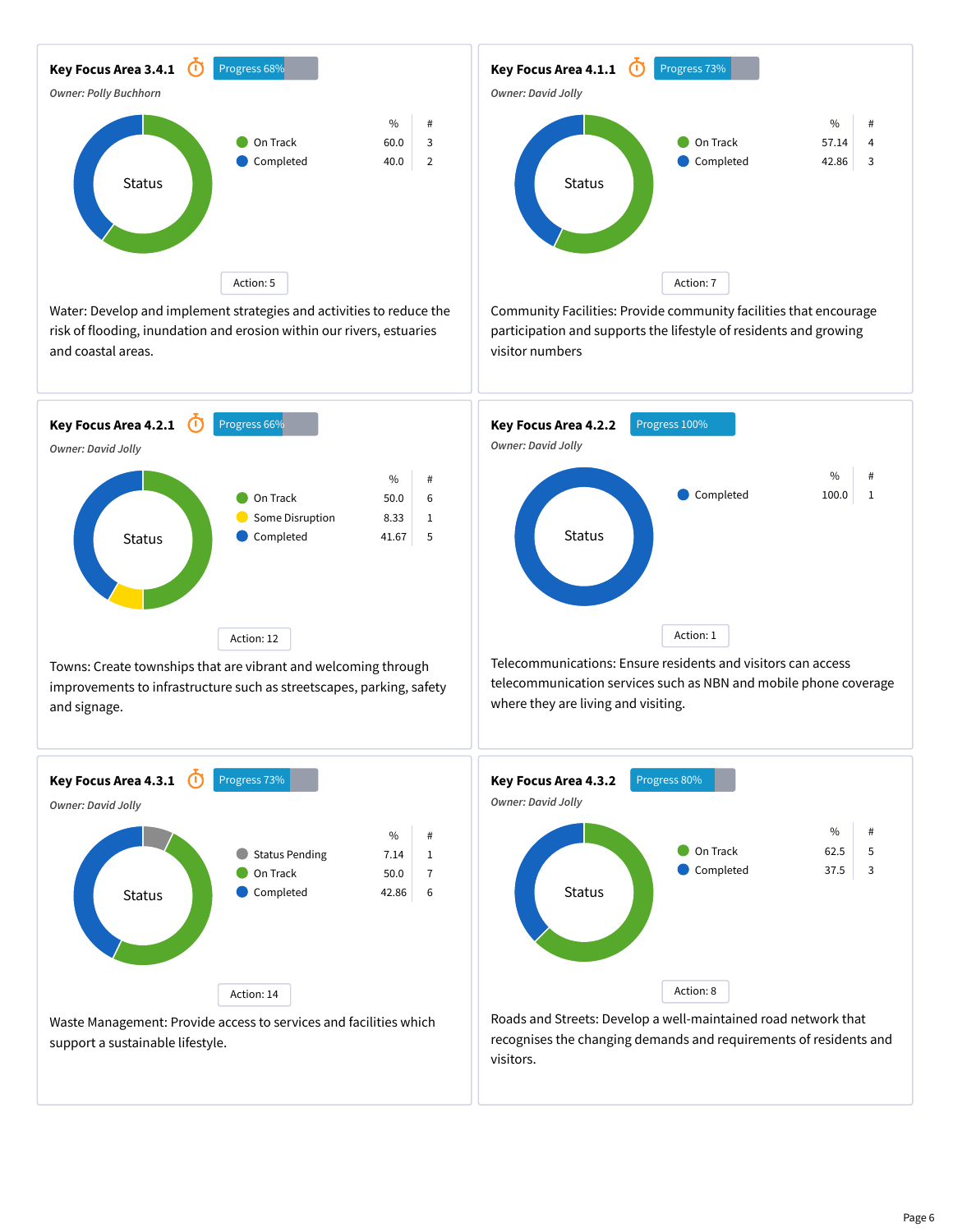## Key Focus Area 3.4.1

Progress 68%

*Owner: Polly Buchhorn*

Status

| | % | # |
|---|---|---|
| On Track | 60.0 | 3 |
| Completed | 40.0 | 2 |

Action: 5

Water: Develop and implement strategies and activities to reduce the risk of flooding, inundation and erosion within our rivers, estuaries and coastal areas.

## Key Focus Area 4.1.1

Progress 73%

*Owner: David Jolly*

Status

| | % | # |
|---|---|---|
| On Track | 57.14 | 4 |
| Completed | 42.86 | 3 |

Action: 7

Community Facilities: Provide community facilities that encourage participation and supports the lifestyle of residents and growing visitor numbers

## Key Focus Area 4.2.1

Progress 66%

*Owner: David Jolly*

Status

| | % | # |
|---|---|---|
| On Track | 50.0 | 6 |
| Some Disruption | 8.33 | 1 |
| Completed | 41.67 | 5 |

Action: 12

Towns: Create townships that are vibrant and welcoming through improvements to infrastructure such as streetscapes, parking, safety and signage.

## Key Focus Area 4.2.2

Progress 100%

*Owner: David Jolly*

Status

| | % | # |
|---|---|---|
| Completed | 100.0 | 1 |

Action: 1

Telecommunications: Ensure residents and visitors can access telecommunication services such as NBN and mobile phone coverage where they are living and visiting.

## Key Focus Area 4.3.1

Progress 73%

*Owner: David Jolly*

Status

| | % | # |
|---|---|---|
| Status Pending | 7.14 | 1 |
| On Track | 50.0 | 7 |
| Completed | 42.86 | 6 |

Action: 14

Waste Management: Provide access to services and facilities which support a sustainable lifestyle.

## Key Focus Area 4.3.2

Progress 80%

*Owner: David Jolly*

Status

| | % | # |
|---|---|---|
| On Track | 62.5 | 5 |
| Completed | 37.5 | 3 |

Action: 8

Roads and Streets: Develop a well-maintained road network that recognises the changing demands and requirements of residents and visitors.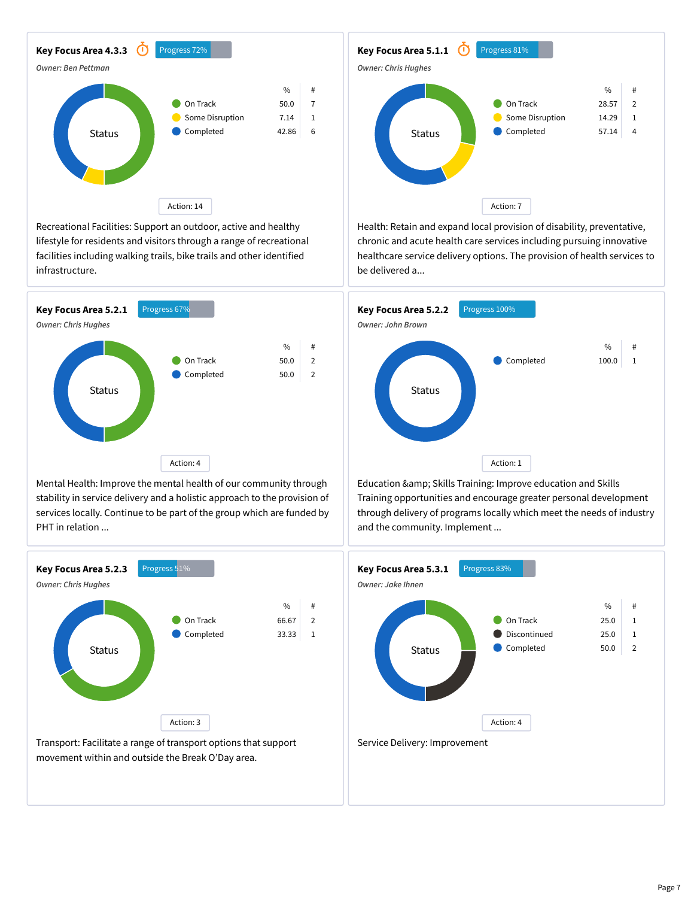### Key Focus Area 4.3.3

Progress 72%

*Owner: Ben Pettman*

Status

| | % | # |
|---|---|---|
| On Track | 50.0 | 7 |
| Some Disruption | 7.14 | 1 |
| Completed | 42.86 | 6 |

Action: 14

Recreational Facilities: Support an outdoor, active and healthy lifestyle for residents and visitors through a range of recreational facilities including walking trails, bike trails and other identified infrastructure.

### Key Focus Area 5.1.1

Progress 81%

*Owner: Chris Hughes*

Status

| | % | # |
|---|---|---|
| On Track | 28.57 | 2 |
| Some Disruption | 14.29 | 1 |
| Completed | 57.14 | 4 |

Action: 7

Health: Retain and expand local provision of disability, preventative, chronic and acute health care services including pursuing innovative healthcare service delivery options. The provision of health services to be delivered a...

### Key Focus Area 5.2.1

Progress 67%

*Owner: Chris Hughes*

Status

| | % | # |
|---|---|---|
| On Track | 50.0 | 2 |
| Completed | 50.0 | 2 |

Action: 4

Mental Health: Improve the mental health of our community through stability in service delivery and a holistic approach to the provision of services locally. Continue to be part of the group which are funded by PHT in relation ...

### Key Focus Area 5.2.2

Progress 100%

*Owner: John Brown*

Status

| | % | # |
|---|---|---|
| Completed | 100.0 | 1 |

Action: 1

Education &amp; Skills Training: Improve education and Skills Training opportunities and encourage greater personal development through delivery of programs locally which meet the needs of industry and the community. Implement ...

### Key Focus Area 5.2.3

Progress 51%

*Owner: Chris Hughes*

Status

| | % | # |
|---|---|---|
| On Track | 66.67 | 2 |
| Completed | 33.33 | 1 |

Action: 3

Transport: Facilitate a range of transport options that support movement within and outside the Break O'Day area.

### Key Focus Area 5.3.1

Progress 83%

*Owner: Jake Ihnen*

Status

| | % | # |
|---|---|---|
| On Track | 25.0 | 1 |
| Discontinued | 25.0 | 1 |
| Completed | 50.0 | 2 |

Action: 4

Service Delivery: Improvement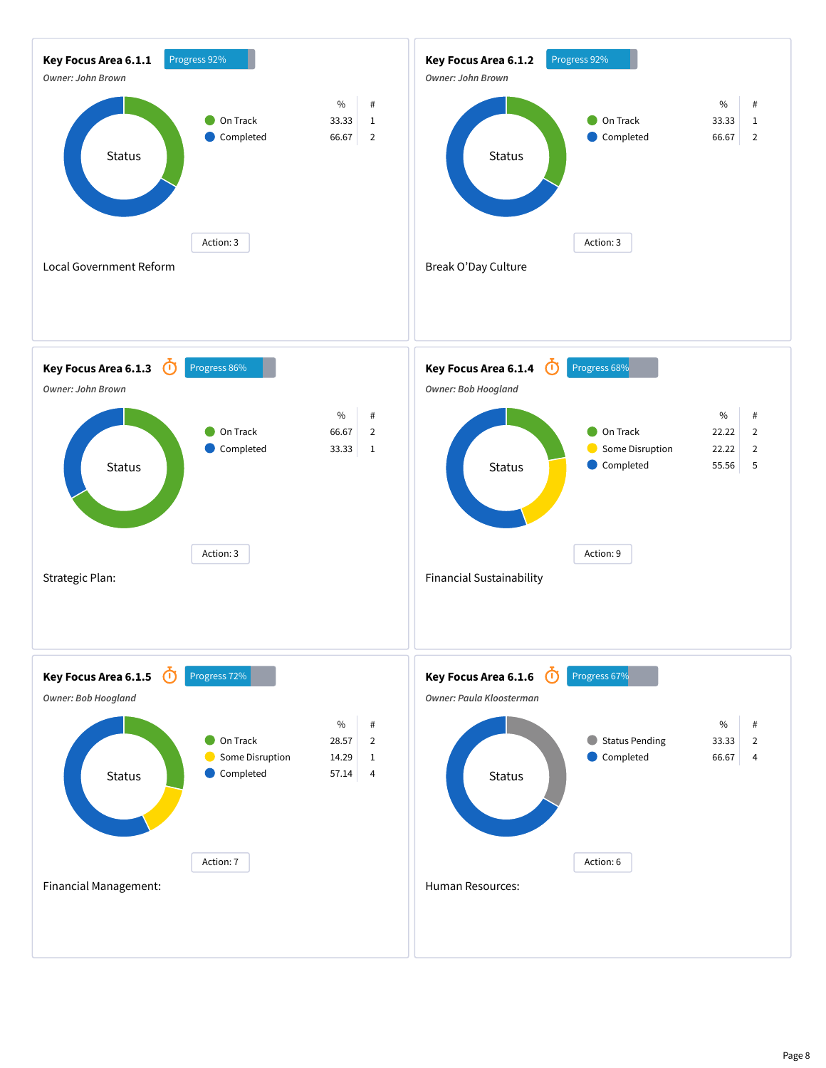## Key Focus Area 6.1.1

Progress 92%

*Owner: John Brown*

Status

| | % | # |
|---|---|---|
| On Track | 33.33 | 1 |
| Completed | 66.67 | 2 |

Action: 3

Local Government Reform

## Key Focus Area 6.1.2

Progress 92%

*Owner: John Brown*

Status

| | % | # |
|---|---|---|
| On Track | 33.33 | 1 |
| Completed | 66.67 | 2 |

Action: 3

Break O'Day Culture

## Key Focus Area 6.1.3

Progress 86%

*Owner: John Brown*

Status

| | % | # |
|---|---|---|
| On Track | 66.67 | 2 |
| Completed | 33.33 | 1 |

Action: 3

Strategic Plan:

## Key Focus Area 6.1.4

Progress 68%

*Owner: Bob Hoogland*

Status

| | % | # |
|---|---|---|
| On Track | 22.22 | 2 |
| Some Disruption | 22.22 | 2 |
| Completed | 55.56 | 5 |

Action: 9

Financial Sustainability

## Key Focus Area 6.1.5

Progress 72%

*Owner: Bob Hoogland*

Status

| | % | # |
|---|---|---|
| On Track | 28.57 | 2 |
| Some Disruption | 14.29 | 1 |
| Completed | 57.14 | 4 |

Action: 7

Financial Management:

## Key Focus Area 6.1.6

Progress 67%

*Owner: Paula Kloosterman*

Status

| | % | # |
|---|---|---|
| Status Pending | 33.33 | 2 |
| Completed | 66.67 | 4 |

Action: 6

Human Resources: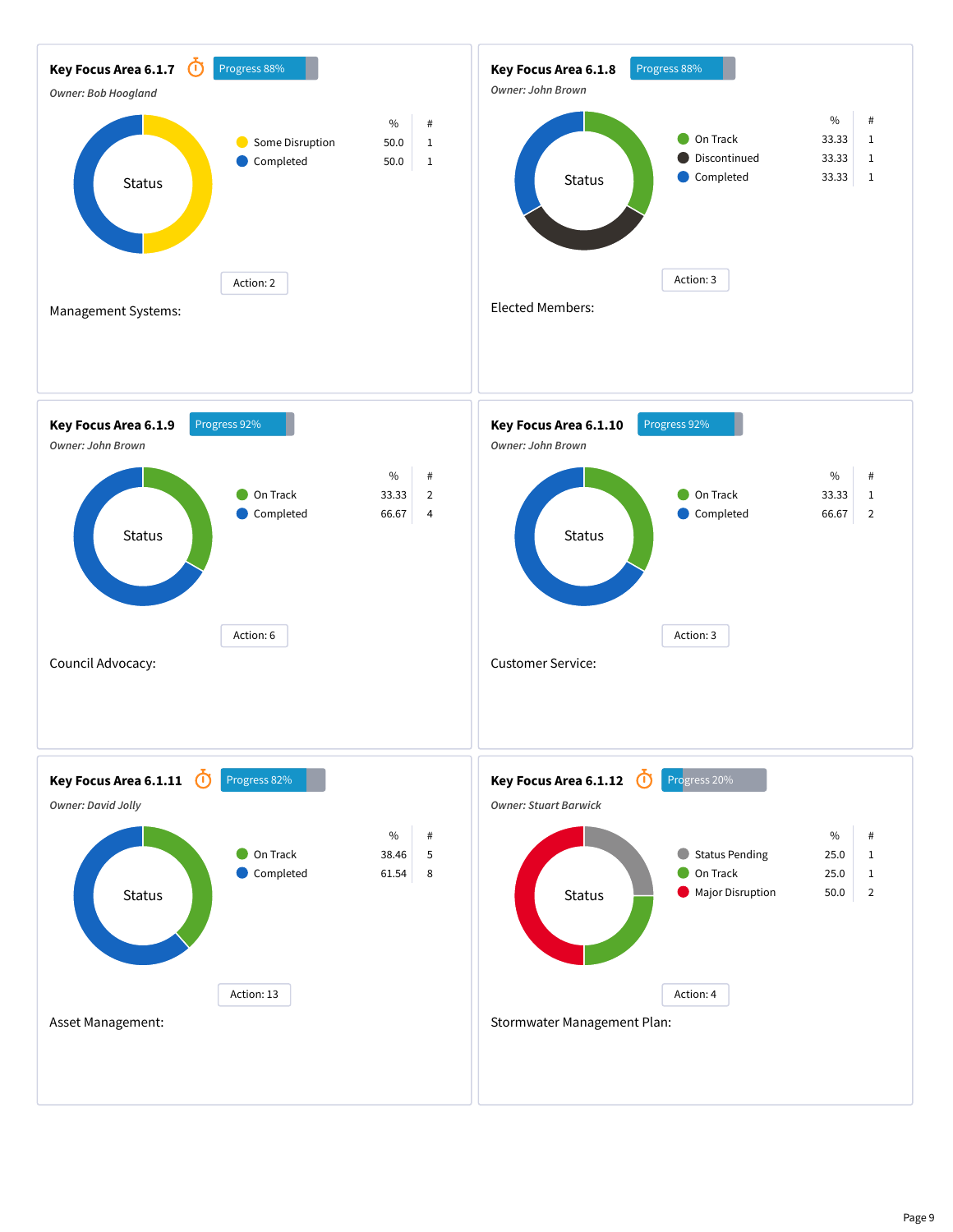## Key Focus Area 6.1.7

Progress 88%

*Owner: Bob Hoogland*

Status

| | % | # |
|---|---|---|
| Some Disruption | 50.0 | 1 |
| Completed | 50.0 | 1 |

Action: 2

Management Systems:

## Key Focus Area 6.1.8

Progress 88%

*Owner: John Brown*

Status

| | % | # |
|---|---|---|
| On Track | 33.33 | 1 |
| Discontinued | 33.33 | 1 |
| Completed | 33.33 | 1 |

Action: 3

Elected Members:

## Key Focus Area 6.1.9

Progress 92%

*Owner: John Brown*

Status

| | % | # |
|---|---|---|
| On Track | 33.33 | 2 |
| Completed | 66.67 | 4 |

Action: 6

Council Advocacy:

## Key Focus Area 6.1.10

Progress 92%

*Owner: John Brown*

Status

| | % | # |
|---|---|---|
| On Track | 33.33 | 1 |
| Completed | 66.67 | 2 |

Action: 3

Customer Service:

## Key Focus Area 6.1.11

Progress 82%

*Owner: David Jolly*

Status

| | % | # |
|---|---|---|
| On Track | 38.46 | 5 |
| Completed | 61.54 | 8 |

Action: 13

Asset Management:

## Key Focus Area 6.1.12

Progress 20%

*Owner: Stuart Barwick*

Status

| | % | # |
|---|---|---|
| Status Pending | 25.0 | 1 |
| On Track | 25.0 | 1 |
| Major Disruption | 50.0 | 2 |

Action: 4

Stormwater Management Plan: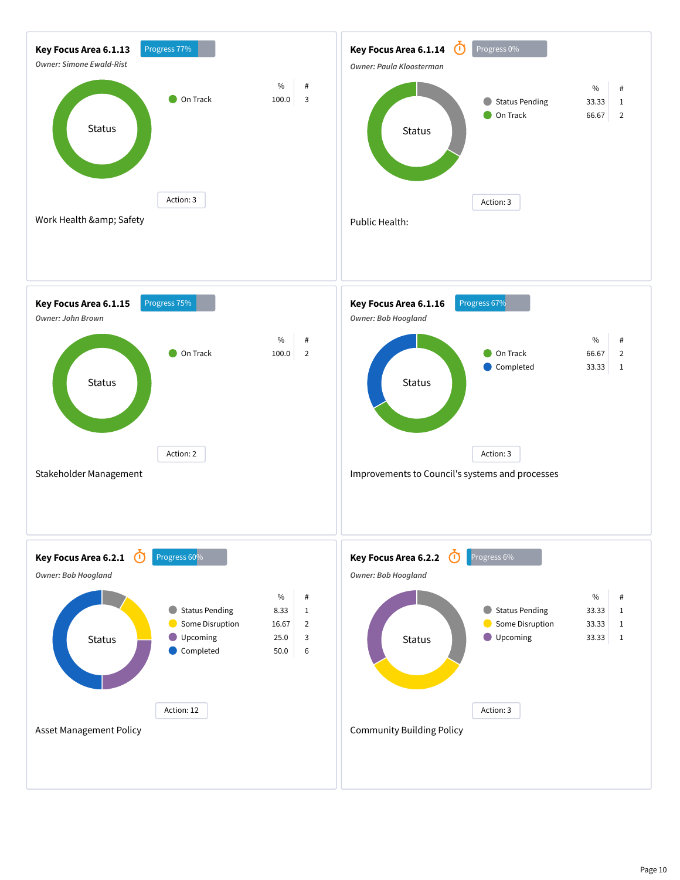## Key Focus Area 6.1.13

Progress 77%

*Owner: Simone Ewald-Rist*

Status

| | % | # |
|---|---|---|
| On Track | 100.0 | 3 |

Action: 3

Work Health &amp; Safety

## Key Focus Area 6.1.14

Progress 0%

*Owner: Paula Kloosterman*

Status

| | % | # |
|---|---|---|
| Status Pending | 33.33 | 1 |
| On Track | 66.67 | 2 |

Action: 3

Public Health:

## Key Focus Area 6.1.15

Progress 75%

*Owner: John Brown*

Status

| | % | # |
|---|---|---|
| On Track | 100.0 | 2 |

Action: 2

Stakeholder Management

## Key Focus Area 6.1.16

Progress 67%

*Owner: Bob Hoogland*

Status

| | % | # |
|---|---|---|
| On Track | 66.67 | 2 |
| Completed | 33.33 | 1 |

Action: 3

Improvements to Council's systems and processes

## Key Focus Area 6.2.1

Progress 60%

*Owner: Bob Hoogland*

Status

| | % | # |
|---|---|---|
| Status Pending | 8.33 | 1 |
| Some Disruption | 16.67 | 2 |
| Upcoming | 25.0 | 3 |
| Completed | 50.0 | 6 |

Action: 12

Asset Management Policy

## Key Focus Area 6.2.2

Progress 6%

*Owner: Bob Hoogland*

Status

| | % | # |
|---|---|---|
| Status Pending | 33.33 | 1 |
| Some Disruption | 33.33 | 1 |
| Upcoming | 33.33 | 1 |

Action: 3

Community Building Policy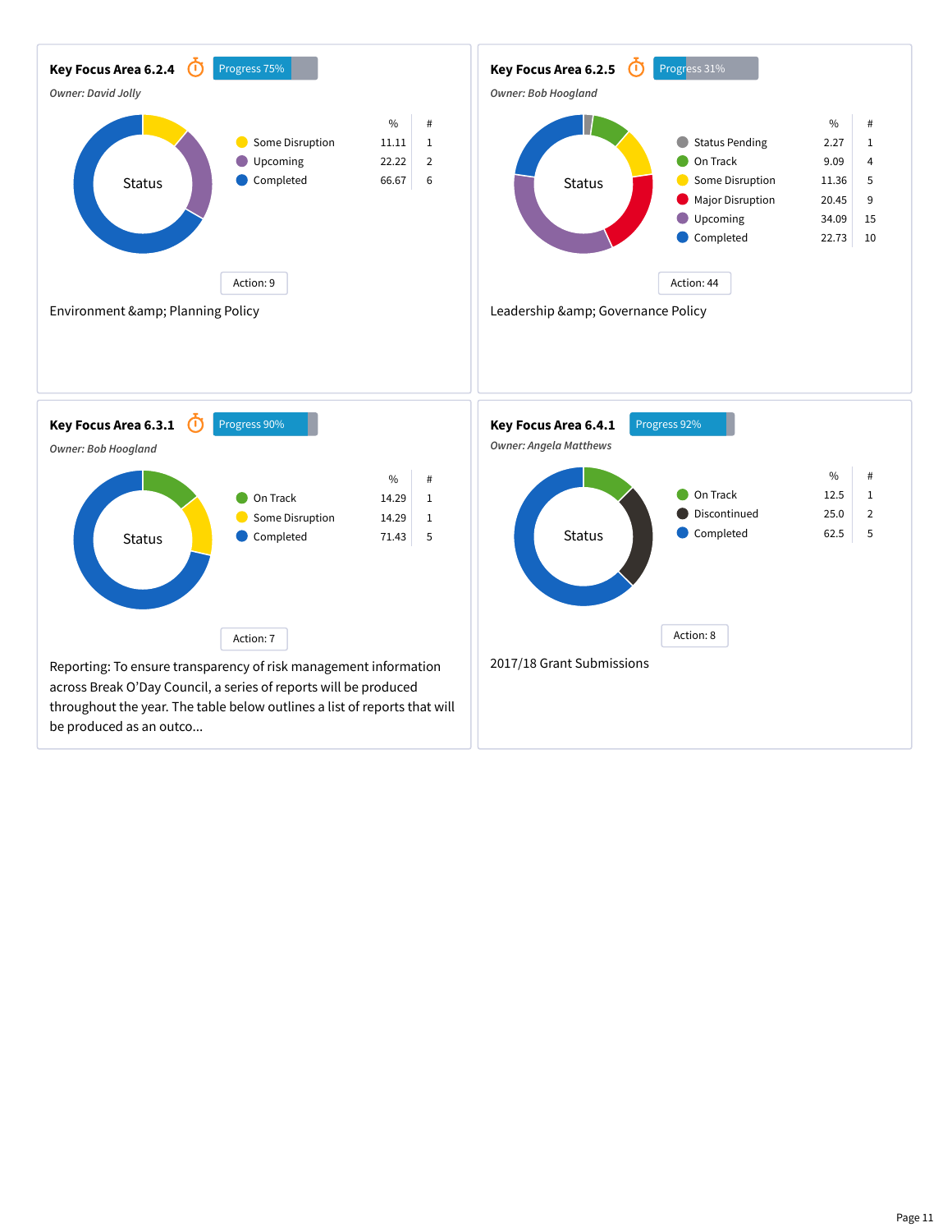## Key Focus Area 6.2.4

Progress 75%

*Owner: David Jolly*

Status

| | % | # |
|---|---|---|
| Some Disruption | 11.11 | 1 |
| Upcoming | 22.22 | 2 |
| Completed | 66.67 | 6 |

Action: 9

Environment &amp; Planning Policy

## Key Focus Area 6.2.5

Progress 31%

*Owner: Bob Hoogland*

Status

| | % | # |
|---|---|---|
| Status Pending | 2.27 | 1 |
| On Track | 9.09 | 4 |
| Some Disruption | 11.36 | 5 |
| Major Disruption | 20.45 | 9 |
| Upcoming | 34.09 | 15 |
| Completed | 22.73 | 10 |

Action: 44

Leadership &amp; Governance Policy

## Key Focus Area 6.3.1

Progress 90%

*Owner: Bob Hoogland*

Status

| | % | # |
|---|---|---|
| On Track | 14.29 | 1 |
| Some Disruption | 14.29 | 1 |
| Completed | 71.43 | 5 |

Action: 7

Reporting: To ensure transparency of risk management information across Break O'Day Council, a series of reports will be produced throughout the year. The table below outlines a list of reports that will be produced as an outco...

## Key Focus Area 6.4.1

Progress 92%

*Owner: Angela Matthews*

Status

| | % | # |
|---|---|---|
| On Track | 12.5 | 1 |
| Discontinued | 25.0 | 2 |
| Completed | 62.5 | 5 |

Action: 8

2017/18 Grant Submissions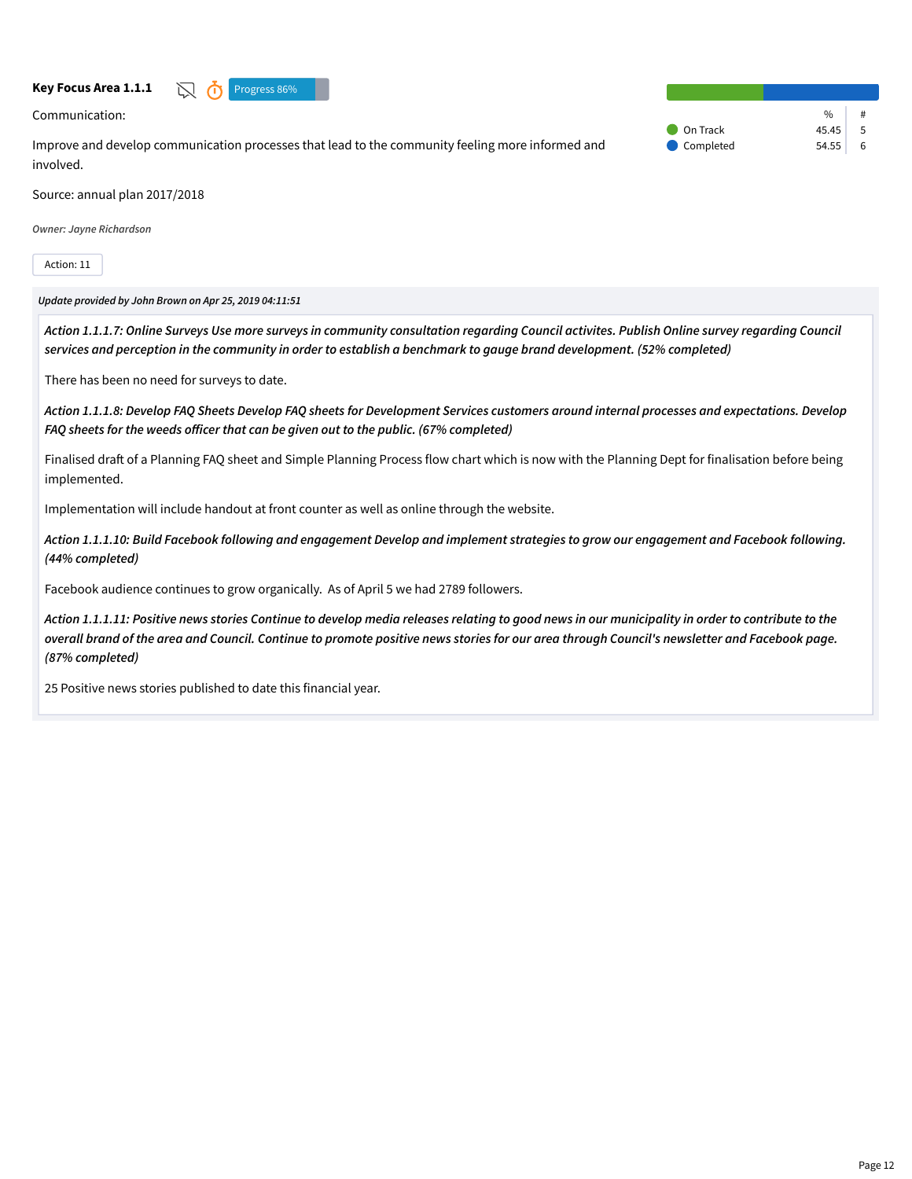**Key Focus Area 1.1.1** Progress 86%

Communication:

Improve and develop communication processes that lead to the community feeling more informed and involved.

Source: annual plan 2017/2018

*Owner: Jayne Richardson*

| | % | # |
|---|---|---|
| On Track | 45.45 | 5 |
| Completed | 54.55 | 6 |

Action: 11

*Update provided by John Brown on Apr 25, 2019 04:11:51*

*Action 1.1.1.7: Online Surveys Use more surveys in community consultation regarding Council activites. Publish Online survey regarding Council services and perception in the community in order to establish a benchmark to gauge brand development. (52% completed)*

There has been no need for surveys to date.

*Action 1.1.1.8: Develop FAQ Sheets Develop FAQ sheets for Development Services customers around internal processes and expectations. Develop FAQ sheets for the weeds officer that can be given out to the public. (67% completed)*

Finalised draft of a Planning FAQ sheet and Simple Planning Process flow chart which is now with the Planning Dept for finalisation before being implemented.

Implementation will include handout at front counter as well as online through the website.

*Action 1.1.1.10: Build Facebook following and engagement Develop and implement strategies to grow our engagement and Facebook following. (44% completed)*

Facebook audience continues to grow organically. As of April 5 we had 2789 followers.

*Action 1.1.1.11: Positive news stories Continue to develop media releases relating to good news in our municipality in order to contribute to the overall brand of the area and Council. Continue to promote positive news stories for our area through Council's newsletter and Facebook page. (87% completed)*

25 Positive news stories published to date this financial year.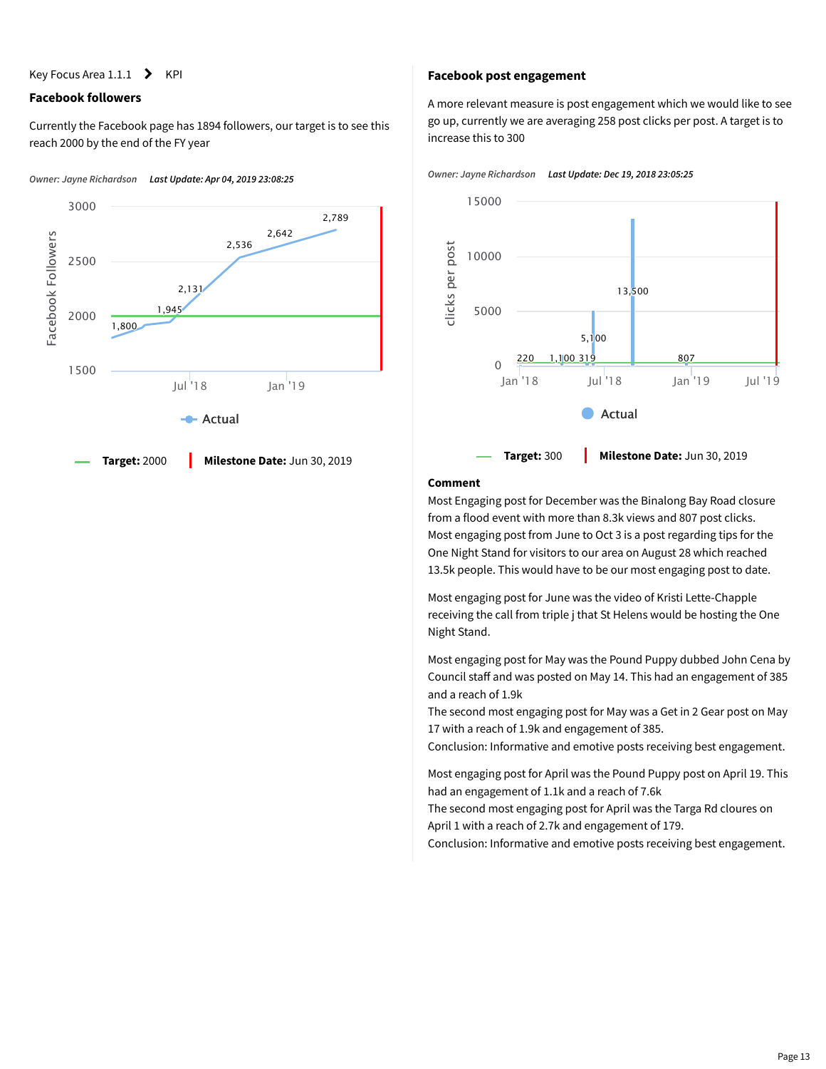Key Focus Area 1.1.1 > KPI

## Facebook followers

Currently the Facebook page has 1894 followers, our target is to see this reach 2000 by the end of the FY year

*Owner: Jayne Richardson* ***Last Update: Apr 04, 2019 23:08:25***

Facebook Followers

3000
2500
2000
1500

1,800 1,945 2,131 2,536 2,642 2,789

Jul '18 Jan '19

Actual

**Target:** 2000 **Milestone Date:** Jun 30, 2019

## Facebook post engagement

A more relevant measure is post engagement which we would like to see go up, currently we are averaging 258 post clicks per post. A target is to increase this to 300

*Owner: Jayne Richardson* ***Last Update: Dec 19, 2018 23:05:25***

clicks per post

15000
10000
5000
0

220 1,100 319 5,100 13,500 807

Jan '18 Jul '18 Jan '19 Jul '19

Actual

**Target:** 300 **Milestone Date:** Jun 30, 2019

**Comment**

Most Engaging post for December was the Binalong Bay Road closure from a flood event with more than 8.3k views and 807 post clicks.
Most engaging post from June to Oct 3 is a post regarding tips for the One Night Stand for visitors to our area on August 28 which reached 13.5k people. This would have to be our most engaging post to date.

Most engaging post for June was the video of Kristi Lette-Chapple receiving the call from triple j that St Helens would be hosting the One Night Stand.

Most engaging post for May was the Pound Puppy dubbed John Cena by Council staff and was posted on May 14. This had an engagement of 385 and a reach of 1.9k
The second most engaging post for May was a Get in 2 Gear post on May 17 with a reach of 1.9k and engagement of 385.
Conclusion: Informative and emotive posts receiving best engagement.

Most engaging post for April was the Pound Puppy post on April 19. This had an engagement of 1.1k and a reach of 7.6k
The second most engaging post for April was the Targa Rd cloures on April 1 with a reach of 2.7k and engagement of 179.
Conclusion: Informative and emotive posts receiving best engagement.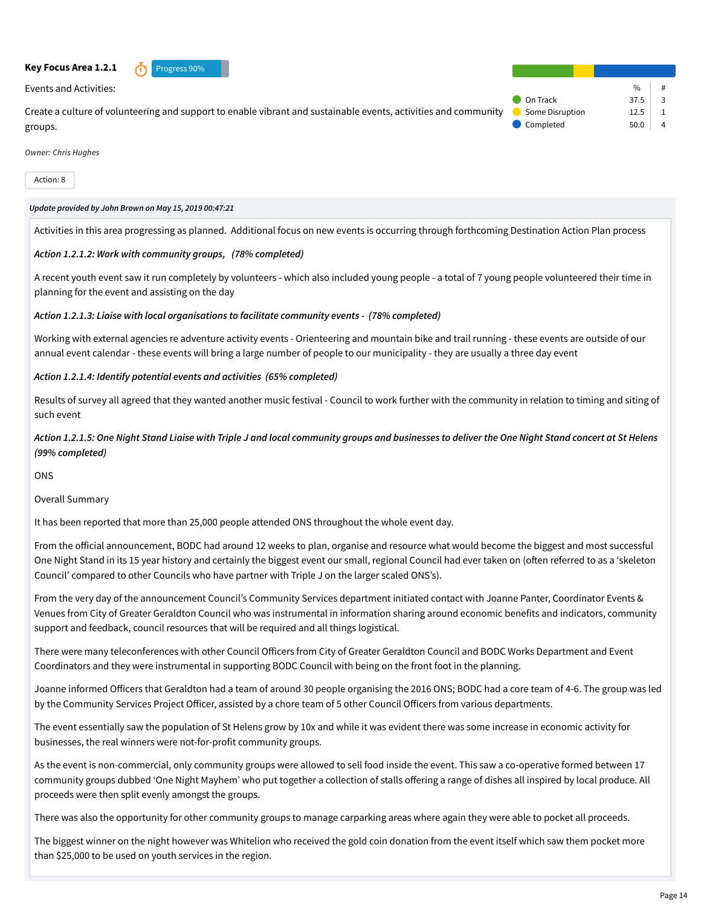**Key Focus Area 1.2.1** Progress 90%

Events and Activities:

Create a culture of volunteering and support to enable vibrant and sustainable events, activities and community groups.

| | % | # |
|---|---|---|
| On Track | 37.5 | 3 |
| Some Disruption | 12.5 | 1 |
| Completed | 50.0 | 4 |

*Owner: Chris Hughes*

Action: 8

***Update provided by John Brown on May 15, 2019 00:47:21***

Activities in this area progressing as planned. Additional focus on new events is occurring through forthcoming Destination Action Plan process

***Action 1.2.1.2: Work with community groups, (78% completed)***

A recent youth event saw it run completely by volunteers - which also included young people - a total of 7 young people volunteered their time in planning for the event and assisting on the day

***Action 1.2.1.3: Liaise with local organisations to facilitate community events - (78% completed)***

Working with external agencies re adventure activity events - Orienteering and mountain bike and trail running - these events are outside of our annual event calendar - these events will bring a large number of people to our municipality - they are usually a three day event

***Action 1.2.1.4: Identify potential events and activities (65% completed)***

Results of survey all agreed that they wanted another music festival - Council to work further with the community in relation to timing and siting of such event

***Action 1.2.1.5: One Night Stand Liaise with Triple J and local community groups and businesses to deliver the One Night Stand concert at St Helens (99% completed)***

ONS

Overall Summary

It has been reported that more than 25,000 people attended ONS throughout the whole event day.

From the official announcement, BODC had around 12 weeks to plan, organise and resource what would become the biggest and most successful One Night Stand in its 15 year history and certainly the biggest event our small, regional Council had ever taken on (often referred to as a 'skeleton Council' compared to other Councils who have partner with Triple J on the larger scaled ONS's).

From the very day of the announcement Council's Community Services department initiated contact with Joanne Panter, Coordinator Events & Venues from City of Greater Geraldton Council who was instrumental in information sharing around economic benefits and indicators, community support and feedback, council resources that will be required and all things logistical.

There were many teleconferences with other Council Officers from City of Greater Geraldton Council and BODC Works Department and Event Coordinators and they were instrumental in supporting BODC Council with being on the front foot in the planning.

Joanne informed Officers that Geraldton had a team of around 30 people organising the 2016 ONS; BODC had a core team of 4-6. The group was led by the Community Services Project Officer, assisted by a chore team of 5 other Council Officers from various departments.

The event essentially saw the population of St Helens grow by 10x and while it was evident there was some increase in economic activity for businesses, the real winners were not-for-profit community groups.

As the event is non-commercial, only community groups were allowed to sell food inside the event. This saw a co-operative formed between 17 community groups dubbed 'One Night Mayhem' who put together a collection of stalls offering a range of dishes all inspired by local produce. All proceeds were then split evenly amongst the groups.

There was also the opportunity for other community groups to manage carparking areas where again they were able to pocket all proceeds.

The biggest winner on the night however was Whitelion who received the gold coin donation from the event itself which saw them pocket more than $25,000 to be used on youth services in the region.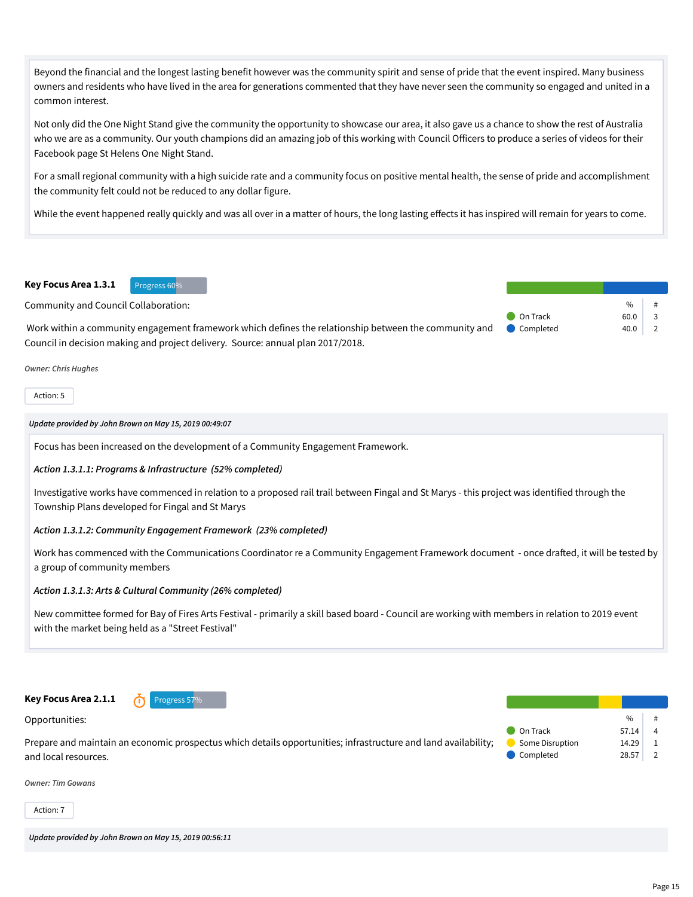Beyond the financial and the longest lasting benefit however was the community spirit and sense of pride that the event inspired. Many business owners and residents who have lived in the area for generations commented that they have never seen the community so engaged and united in a common interest.

Not only did the One Night Stand give the community the opportunity to showcase our area, it also gave us a chance to show the rest of Australia who we are as a community. Our youth champions did an amazing job of this working with Council Officers to produce a series of videos for their Facebook page St Helens One Night Stand.

For a small regional community with a high suicide rate and a community focus on positive mental health, the sense of pride and accomplishment the community felt could not be reduced to any dollar figure.

While the event happened really quickly and was all over in a matter of hours, the long lasting effects it has inspired will remain for years to come.

**Key Focus Area 1.3.1** Progress 60%

Community and Council Collaboration:

Work within a community engagement framework which defines the relationship between the community and Council in decision making and project delivery. Source: annual plan 2017/2018.

| | % | # |
|---|---|---|
| On Track | 60.0 | 3 |
| Completed | 40.0 | 2 |

*Owner: Chris Hughes*

Action: 5

***Update provided by John Brown on May 15, 2019 00:49:07***

Focus has been increased on the development of a Community Engagement Framework.

***Action 1.3.1.1: Programs & Infrastructure (52% completed)***

Investigative works have commenced in relation to a proposed rail trail between Fingal and St Marys - this project was identified through the Township Plans developed for Fingal and St Marys

***Action 1.3.1.2: Community Engagement Framework (23% completed)***

Work has commenced with the Communications Coordinator re a Community Engagement Framework document - once drafted, it will be tested by a group of community members

***Action 1.3.1.3: Arts & Cultural Community (26% completed)***

New committee formed for Bay of Fires Arts Festival - primarily a skill based board - Council are working with members in relation to 2019 event with the market being held as a "Street Festival"

**Key Focus Area 2.1.1** Progress 57%

Opportunities:

Prepare and maintain an economic prospectus which details opportunities; infrastructure and land availability; and local resources.

| | % | # |
|---|---|---|
| On Track | 57.14 | 4 |
| Some Disruption | 14.29 | 1 |
| Completed | 28.57 | 2 |

*Owner: Tim Gowans*

Action: 7

***Update provided by John Brown on May 15, 2019 00:56:11***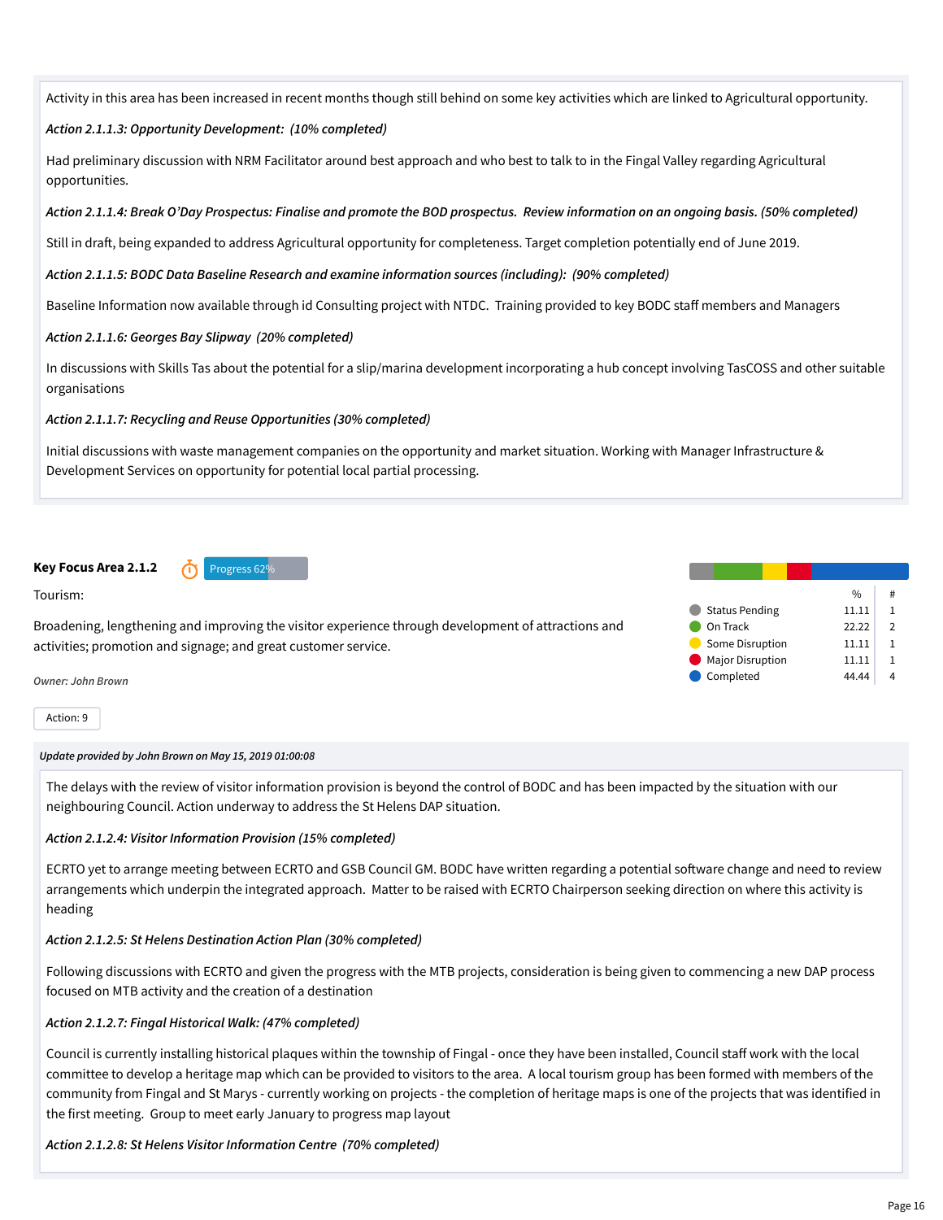Activity in this area has been increased in recent months though still behind on some key activities which are linked to Agricultural opportunity.

*Action 2.1.1.3: Opportunity Development: (10% completed)*

Had preliminary discussion with NRM Facilitator around best approach and who best to talk to in the Fingal Valley regarding Agricultural opportunities.

*Action 2.1.1.4: Break O'Day Prospectus: Finalise and promote the BOD prospectus. Review information on an ongoing basis. (50% completed)*

Still in draft, being expanded to address Agricultural opportunity for completeness. Target completion potentially end of June 2019.

*Action 2.1.1.5: BODC Data Baseline Research and examine information sources (including): (90% completed)*

Baseline Information now available through id Consulting project with NTDC. Training provided to key BODC staff members and Managers

*Action 2.1.1.6: Georges Bay Slipway (20% completed)*

In discussions with Skills Tas about the potential for a slip/marina development incorporating a hub concept involving TasCOSS and other suitable organisations

*Action 2.1.1.7: Recycling and Reuse Opportunities (30% completed)*

Initial discussions with waste management companies on the opportunity and market situation. Working with Manager Infrastructure & Development Services on opportunity for potential local partial processing.

**Key Focus Area 2.1.2** Progress 62%

Tourism:

Broadening, lengthening and improving the visitor experience through development of attractions and activities; promotion and signage; and great customer service.

*Owner: John Brown*

Action: 9

| | % | # |
|---|---|---|
| Status Pending | 11.11 | 1 |
| On Track | 22.22 | 2 |
| Some Disruption | 11.11 | 1 |
| Major Disruption | 11.11 | 1 |
| Completed | 44.44 | 4 |

***Update provided by John Brown on May 15, 2019 01:00:08***

The delays with the review of visitor information provision is beyond the control of BODC and has been impacted by the situation with our neighbouring Council. Action underway to address the St Helens DAP situation.

*Action 2.1.2.4: Visitor Information Provision (15% completed)*

ECRTO yet to arrange meeting between ECRTO and GSB Council GM. BODC have written regarding a potential software change and need to review arrangements which underpin the integrated approach. Matter to be raised with ECRTO Chairperson seeking direction on where this activity is heading

*Action 2.1.2.5: St Helens Destination Action Plan (30% completed)*

Following discussions with ECRTO and given the progress with the MTB projects, consideration is being given to commencing a new DAP process focused on MTB activity and the creation of a destination

*Action 2.1.2.7: Fingal Historical Walk: (47% completed)*

Council is currently installing historical plaques within the township of Fingal - once they have been installed, Council staff work with the local committee to develop a heritage map which can be provided to visitors to the area. A local tourism group has been formed with members of the community from Fingal and St Marys - currently working on projects - the completion of heritage maps is one of the projects that was identified in the first meeting. Group to meet early January to progress map layout

*Action 2.1.2.8: St Helens Visitor Information Centre (70% completed)*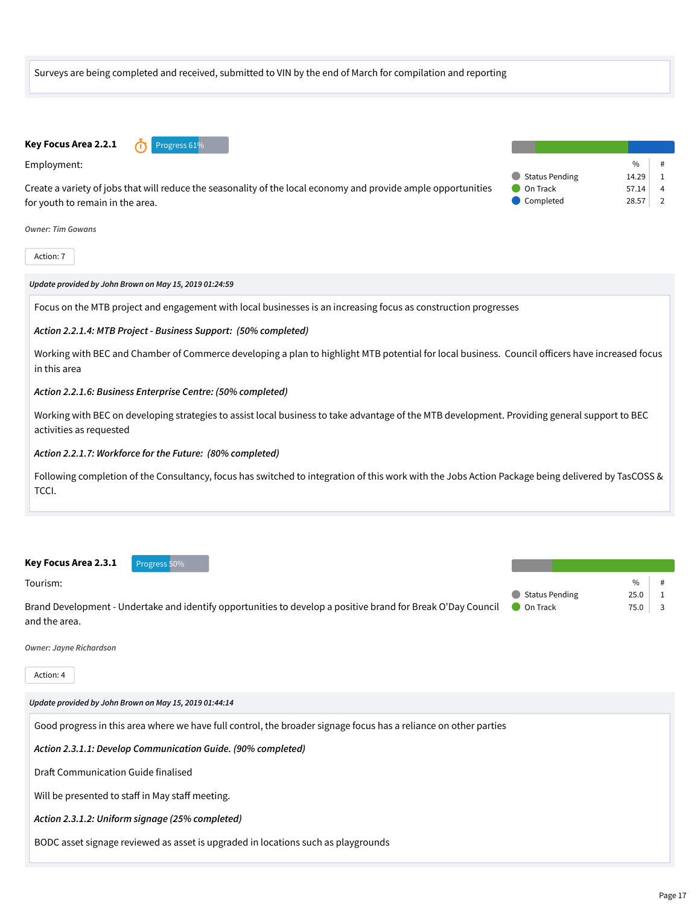Surveys are being completed and received, submitted to VIN by the end of March for compilation and reporting

### Key Focus Area 2.2.1

Progress 61%

Employment:

Create a variety of jobs that will reduce the seasonality of the local economy and provide ample opportunities for youth to remain in the area.

| | % | # |
|---|---|---|
| Status Pending | 14.29 | 1 |
| On Track | 57.14 | 4 |
| Completed | 28.57 | 2 |

*Owner: Tim Gowans*

Action: 7

***Update provided by John Brown on May 15, 2019 01:24:59***

Focus on the MTB project and engagement with local businesses is an increasing focus as construction progresses

***Action 2.2.1.4: MTB Project - Business Support: (50% completed)***

Working with BEC and Chamber of Commerce developing a plan to highlight MTB potential for local business. Council officers have increased focus in this area

***Action 2.2.1.6: Business Enterprise Centre: (50% completed)***

Working with BEC on developing strategies to assist local business to take advantage of the MTB development. Providing general support to BEC activities as requested

***Action 2.2.1.7: Workforce for the Future: (80% completed)***

Following completion of the Consultancy, focus has switched to integration of this work with the Jobs Action Package being delivered by TasCOSS & TCCI.

### Key Focus Area 2.3.1

Progress 50%

Tourism:

Brand Development - Undertake and identify opportunities to develop a positive brand for Break O'Day Council and the area.

| | % | # |
|---|---|---|
| Status Pending | 25.0 | 1 |
| On Track | 75.0 | 3 |

*Owner: Jayne Richardson*

Action: 4

***Update provided by John Brown on May 15, 2019 01:44:14***

Good progress in this area where we have full control, the broader signage focus has a reliance on other parties

***Action 2.3.1.1: Develop Communication Guide. (90% completed)***

Draft Communication Guide finalised

Will be presented to staff in May staff meeting.

***Action 2.3.1.2: Uniform signage (25% completed)***

BODC asset signage reviewed as asset is upgraded in locations such as playgrounds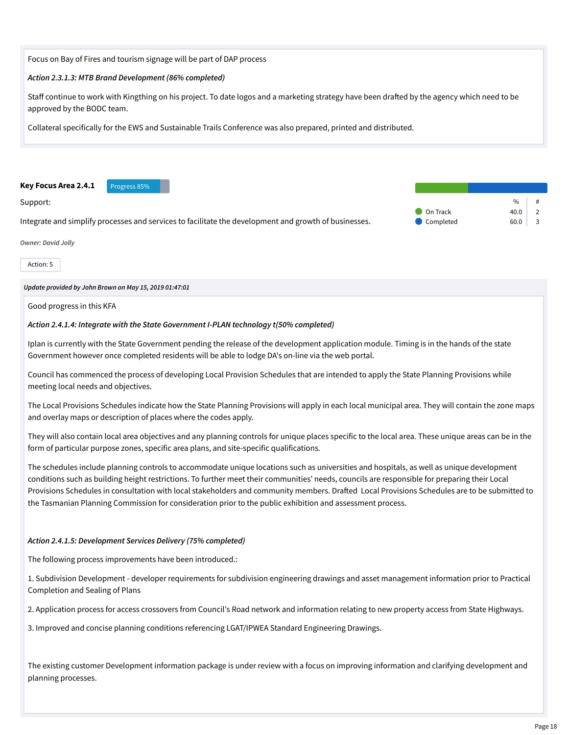Focus on Bay of Fires and tourism signage will be part of DAP process

*Action 2.3.1.3: MTB Brand Development (86% completed)*

Staff continue to work with Kingthing on his project. To date logos and a marketing strategy have been drafted by the agency which need to be approved by the BODC team.

Collateral specifically for the EWS and Sustainable Trails Conference was also prepared, printed and distributed.

**Key Focus Area 2.4.1** Progress 85%

Support:

Integrate and simplify processes and services to facilitate the development and growth of businesses.

| | % | # |
|---|---|---|
| On Track | 40.0 | 2 |
| Completed | 60.0 | 3 |

*Owner: David Jolly*

Action: 5

***Update provided by John Brown on May 15, 2019 01:47:01***

Good progress in this KFA

***Action 2.4.1.4: Integrate with the State Government I-PLAN technology t(50% completed)***

Iplan is currently with the State Government pending the release of the development application module. Timing is in the hands of the state Government however once completed residents will be able to lodge DA's on-line via the web portal.

Council has commenced the process of developing Local Provision Schedules that are intended to apply the State Planning Provisions while meeting local needs and objectives.

The Local Provisions Schedules indicate how the State Planning Provisions will apply in each local municipal area. They will contain the zone maps and overlay maps or description of places where the codes apply.

They will also contain local area objectives and any planning controls for unique places specific to the local area. These unique areas can be in the form of particular purpose zones, specific area plans, and site-specific qualifications.

The schedules include planning controls to accommodate unique locations such as universities and hospitals, as well as unique development conditions such as building height restrictions. To further meet their communities' needs, councils are responsible for preparing their Local Provisions Schedules in consultation with local stakeholders and community members. Drafted Local Provisions Schedules are to be submitted to the Tasmanian Planning Commission for consideration prior to the public exhibition and assessment process.

***Action 2.4.1.5: Development Services Delivery (75% completed)***

The following process improvements have been introduced.:

1. Subdivision Development - developer requirements for subdivision engineering drawings and asset management information prior to Practical Completion and Sealing of Plans

2. Application process for access crossovers from Council's Road network and information relating to new property access from State Highways.

3. Improved and concise planning conditions referencing LGAT/IPWEA Standard Engineering Drawings.

The existing customer Development information package is under review with a focus on improving information and clarifying development and planning processes.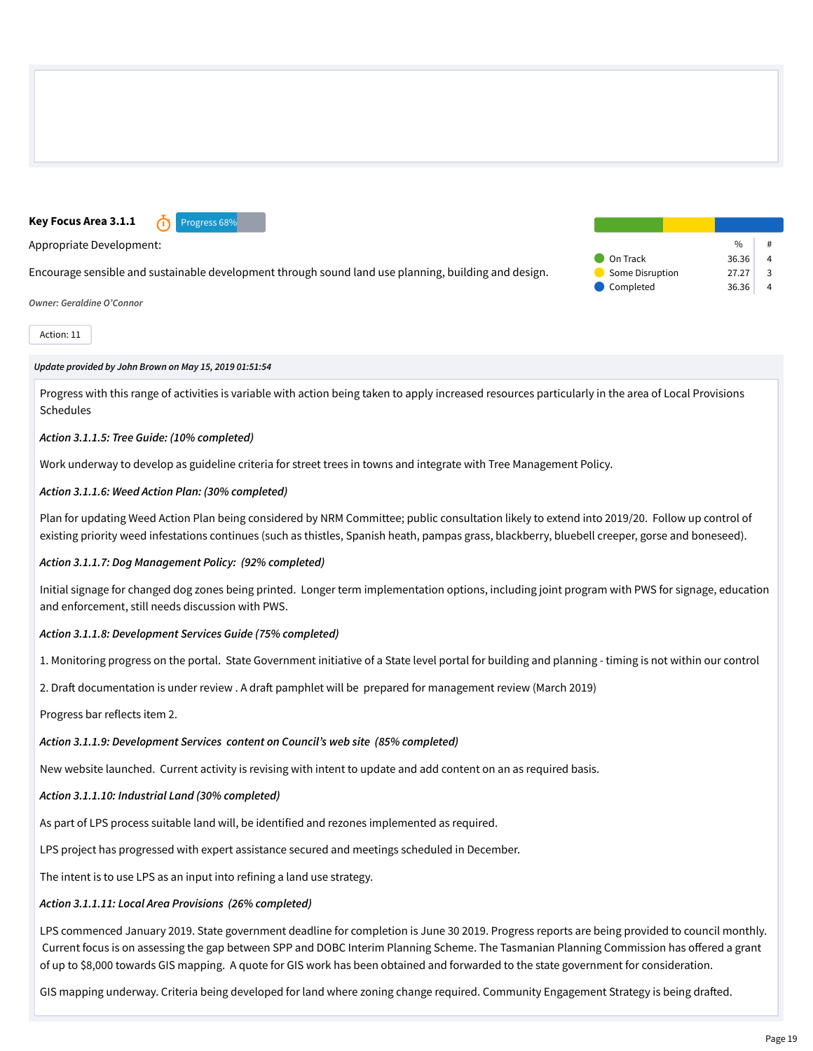**Key Focus Area 3.1.1** Progress 68%

Appropriate Development:

Encourage sensible and sustainable development through sound land use planning, building and design.

| | % | # |
|---|---|---|
| On Track | 36.36 | 4 |
| Some Disruption | 27.27 | 3 |
| Completed | 36.36 | 4 |

*Owner: Geraldine O'Connor*

Action: 11

***Update provided by John Brown on May 15, 2019 01:51:54***

Progress with this range of activities is variable with action being taken to apply increased resources particularly in the area of Local Provisions Schedules

***Action 3.1.1.5: Tree Guide: (10% completed)***

Work underway to develop as guideline criteria for street trees in towns and integrate with Tree Management Policy.

***Action 3.1.1.6: Weed Action Plan: (30% completed)***

Plan for updating Weed Action Plan being considered by NRM Committee; public consultation likely to extend into 2019/20. Follow up control of existing priority weed infestations continues (such as thistles, Spanish heath, pampas grass, blackberry, bluebell creeper, gorse and boneseed).

***Action 3.1.1.7: Dog Management Policy: (92% completed)***

Initial signage for changed dog zones being printed. Longer term implementation options, including joint program with PWS for signage, education and enforcement, still needs discussion with PWS.

***Action 3.1.1.8: Development Services Guide (75% completed)***

1. Monitoring progress on the portal. State Government initiative of a State level portal for building and planning - timing is not within our control

2. Draft documentation is under review . A draft pamphlet will be prepared for management review (March 2019)

Progress bar reflects item 2.

***Action 3.1.1.9: Development Services content on Council's web site (85% completed)***

New website launched. Current activity is revising with intent to update and add content on an as required basis.

***Action 3.1.1.10: Industrial Land (30% completed)***

As part of LPS process suitable land will, be identified and rezones implemented as required.

LPS project has progressed with expert assistance secured and meetings scheduled in December.

The intent is to use LPS as an input into refining a land use strategy.

***Action 3.1.1.11: Local Area Provisions (26% completed)***

LPS commenced January 2019. State government deadline for completion is June 30 2019. Progress reports are being provided to council monthly. Current focus is on assessing the gap between SPP and DOBC Interim Planning Scheme. The Tasmanian Planning Commission has offered a grant of up to $8,000 towards GIS mapping. A quote for GIS work has been obtained and forwarded to the state government for consideration.

GIS mapping underway. Criteria being developed for land where zoning change required. Community Engagement Strategy is being drafted.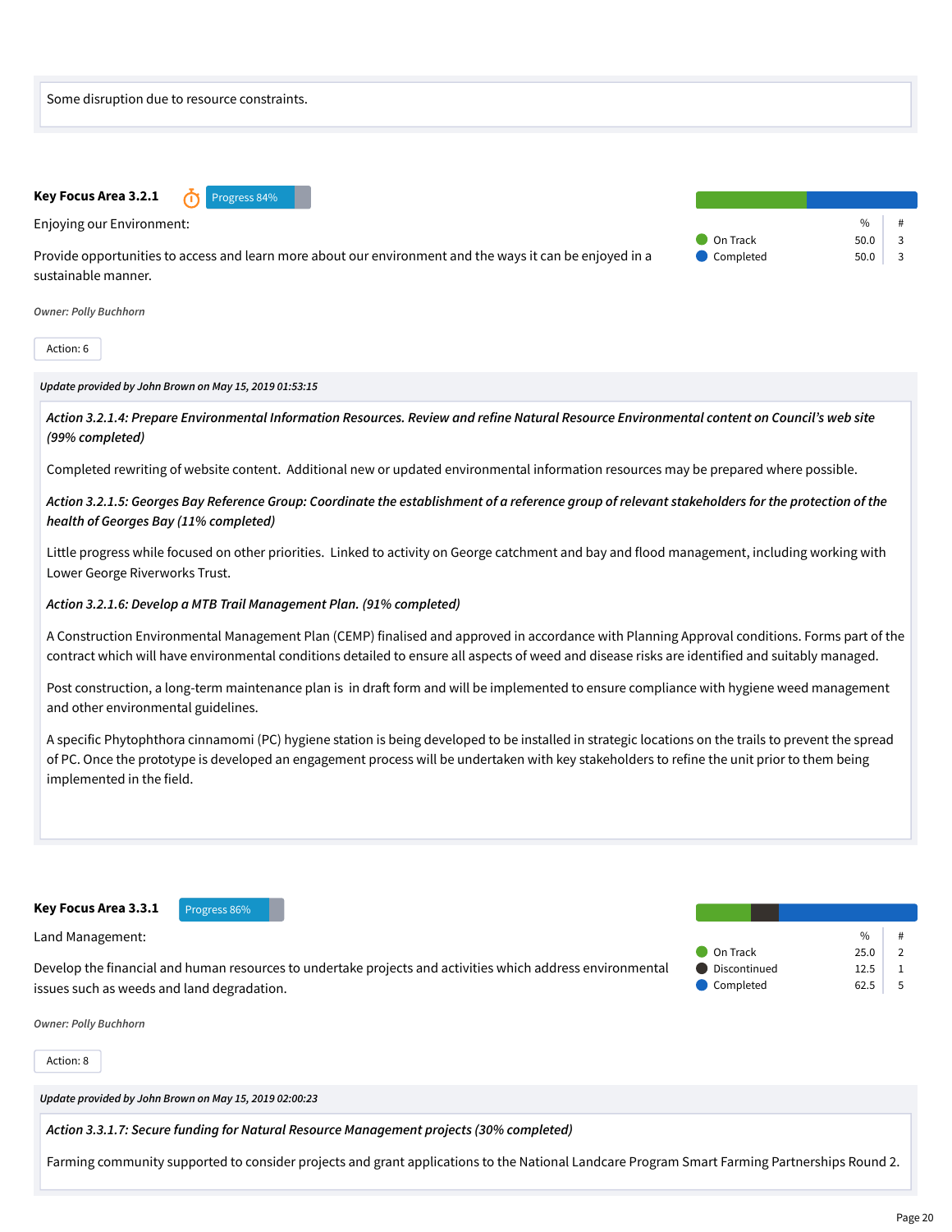Some disruption due to resource constraints.

### Key Focus Area 3.2.1

Progress 84%

Enjoying our Environment:

Provide opportunities to access and learn more about our environment and the ways it can be enjoyed in a sustainable manner.

| | % | # |
|---|---|---|
| On Track | 50.0 | 3 |
| Completed | 50.0 | 3 |

*Owner: Polly Buchhorn*

Action: 6

***Update provided by John Brown on May 15, 2019 01:53:15***

***Action 3.2.1.4: Prepare Environmental Information Resources. Review and refine Natural Resource Environmental content on Council's web site (99% completed)***

Completed rewriting of website content. Additional new or updated environmental information resources may be prepared where possible.

***Action 3.2.1.5: Georges Bay Reference Group: Coordinate the establishment of a reference group of relevant stakeholders for the protection of the health of Georges Bay (11% completed)***

Little progress while focused on other priorities. Linked to activity on George catchment and bay and flood management, including working with Lower George Riverworks Trust.

***Action 3.2.1.6: Develop a MTB Trail Management Plan. (91% completed)***

A Construction Environmental Management Plan (CEMP) finalised and approved in accordance with Planning Approval conditions. Forms part of the contract which will have environmental conditions detailed to ensure all aspects of weed and disease risks are identified and suitably managed.

Post construction, a long-term maintenance plan is in draft form and will be implemented to ensure compliance with hygiene weed management and other environmental guidelines.

A specific Phytophthora cinnamomi (PC) hygiene station is being developed to be installed in strategic locations on the trails to prevent the spread of PC. Once the prototype is developed an engagement process will be undertaken with key stakeholders to refine the unit prior to them being implemented in the field.

### Key Focus Area 3.3.1

Progress 86%

Land Management:

Develop the financial and human resources to undertake projects and activities which address environmental issues such as weeds and land degradation.

| | % | # |
|---|---|---|
| On Track | 25.0 | 2 |
| Discontinued | 12.5 | 1 |
| Completed | 62.5 | 5 |

*Owner: Polly Buchhorn*

Action: 8

***Update provided by John Brown on May 15, 2019 02:00:23***

***Action 3.3.1.7: Secure funding for Natural Resource Management projects (30% completed)***

Farming community supported to consider projects and grant applications to the National Landcare Program Smart Farming Partnerships Round 2.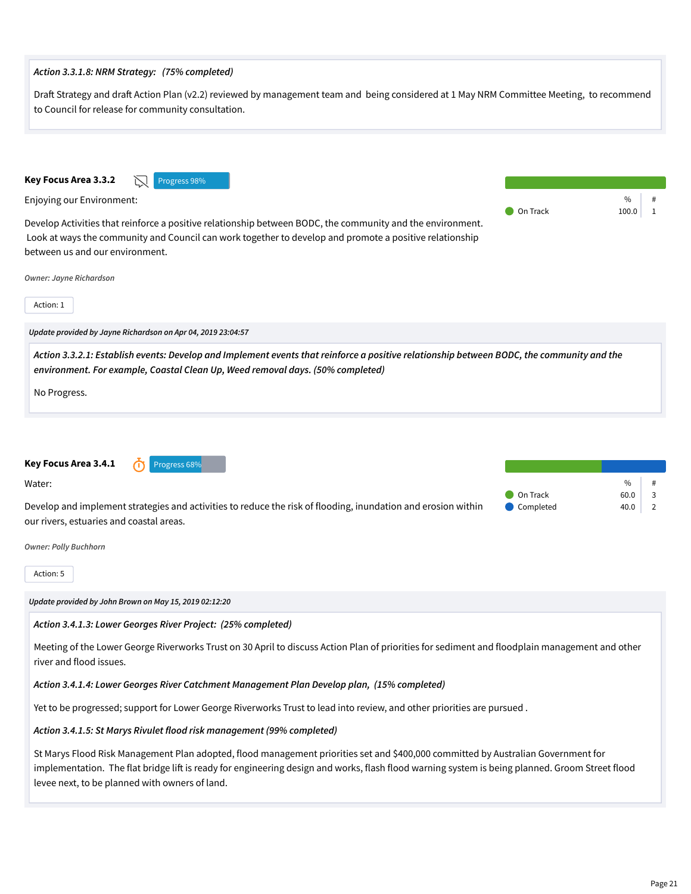*Action 3.3.1.8: NRM Strategy:  (75% completed)*

Draft Strategy and draft Action Plan (v2.2) reviewed by management team and  being considered at 1 May NRM Committee Meeting,  to recommend to Council for release for community consultation.

**Key Focus Area 3.3.2** Progress 98%

Enjoying our Environment:

Develop Activities that reinforce a positive relationship between BODC, the community and the environment.  Look at ways the community and Council can work together to develop and promote a positive relationship between us and our environment.

| | % | # |
|---|---|---|
| On Track | 100.0 | 1 |

*Owner: Jayne Richardson*

Action: 1

*Update provided by Jayne Richardson on Apr 04, 2019 23:04:57*

*Action 3.3.2.1: Establish events: Develop and Implement events that reinforce a positive relationship between BODC, the community and the environment. For example, Coastal Clean Up, Weed removal days. (50% completed)*

No Progress.

**Key Focus Area 3.4.1** Progress 68%

Water:

Develop and implement strategies and activities to reduce the risk of flooding, inundation and erosion within our rivers, estuaries and coastal areas.

| | % | # |
|---|---|---|
| On Track | 60.0 | 3 |
| Completed | 40.0 | 2 |

*Owner: Polly Buchhorn*

Action: 5

*Update provided by John Brown on May 15, 2019 02:12:20*

*Action 3.4.1.3: Lower Georges River Project:  (25% completed)*

Meeting of the Lower George Riverworks Trust on 30 April to discuss Action Plan of priorities for sediment and floodplain management and other river and flood issues.

*Action 3.4.1.4: Lower Georges River Catchment Management Plan Develop plan,  (15% completed)*

Yet to be progressed; support for Lower George Riverworks Trust to lead into review, and other priorities are pursued .

*Action 3.4.1.5: St Marys Rivulet flood risk management (99% completed)*

St Marys Flood Risk Management Plan adopted, flood management priorities set and $400,000 committed by Australian Government for implementation.  The flat bridge lift is ready for engineering design and works, flash flood warning system is being planned. Groom Street flood levee next, to be planned with owners of land.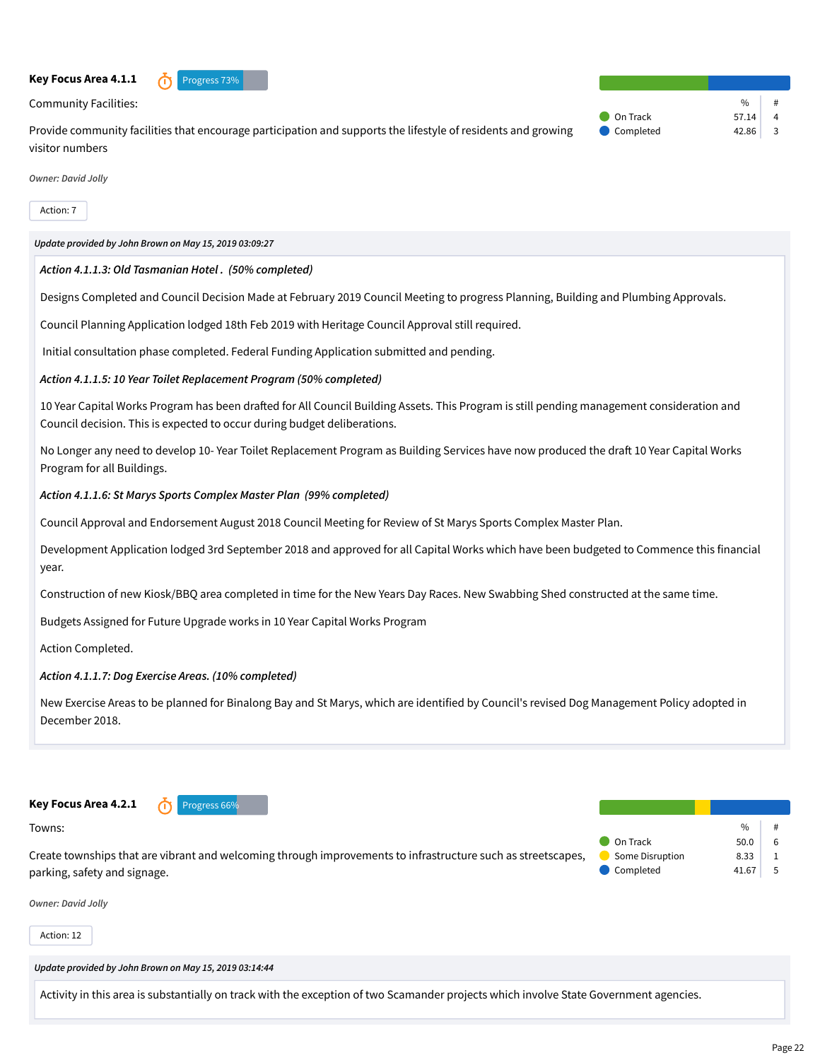**Key Focus Area 4.1.1** Progress 73%

Community Facilities:

Provide community facilities that encourage participation and supports the lifestyle of residents and growing visitor numbers

| | % | # |
|---|---|---|
| On Track | 57.14 | 4 |
| Completed | 42.86 | 3 |

*Owner: David Jolly*

Action: 7

***Update provided by John Brown on May 15, 2019 03:09:27***

*Action 4.1.1.3: Old Tasmanian Hotel . (50% completed)*

Designs Completed and Council Decision Made at February 2019 Council Meeting to progress Planning, Building and Plumbing Approvals.

Council Planning Application lodged 18th Feb 2019 with Heritage Council Approval still required.

Initial consultation phase completed. Federal Funding Application submitted and pending.

*Action 4.1.1.5: 10 Year Toilet Replacement Program (50% completed)*

10 Year Capital Works Program has been drafted for All Council Building Assets. This Program is still pending management consideration and Council decision. This is expected to occur during budget deliberations.

No Longer any need to develop 10- Year Toilet Replacement Program as Building Services have now produced the draft 10 Year Capital Works Program for all Buildings.

*Action 4.1.1.6: St Marys Sports Complex Master Plan (99% completed)*

Council Approval and Endorsement August 2018 Council Meeting for Review of St Marys Sports Complex Master Plan.

Development Application lodged 3rd September 2018 and approved for all Capital Works which have been budgeted to Commence this financial year.

Construction of new Kiosk/BBQ area completed in time for the New Years Day Races. New Swabbing Shed constructed at the same time.

Budgets Assigned for Future Upgrade works in 10 Year Capital Works Program

Action Completed.

*Action 4.1.1.7: Dog Exercise Areas. (10% completed)*

New Exercise Areas to be planned for Binalong Bay and St Marys, which are identified by Council's revised Dog Management Policy adopted in December 2018.

**Key Focus Area 4.2.1** Progress 66%

Towns:

Create townships that are vibrant and welcoming through improvements to infrastructure such as streetscapes, parking, safety and signage.

| | % | # |
|---|---|---|
| On Track | 50.0 | 6 |
| Some Disruption | 8.33 | 1 |
| Completed | 41.67 | 5 |

*Owner: David Jolly*

Action: 12

***Update provided by John Brown on May 15, 2019 03:14:44***

Activity in this area is substantially on track with the exception of two Scamander projects which involve State Government agencies.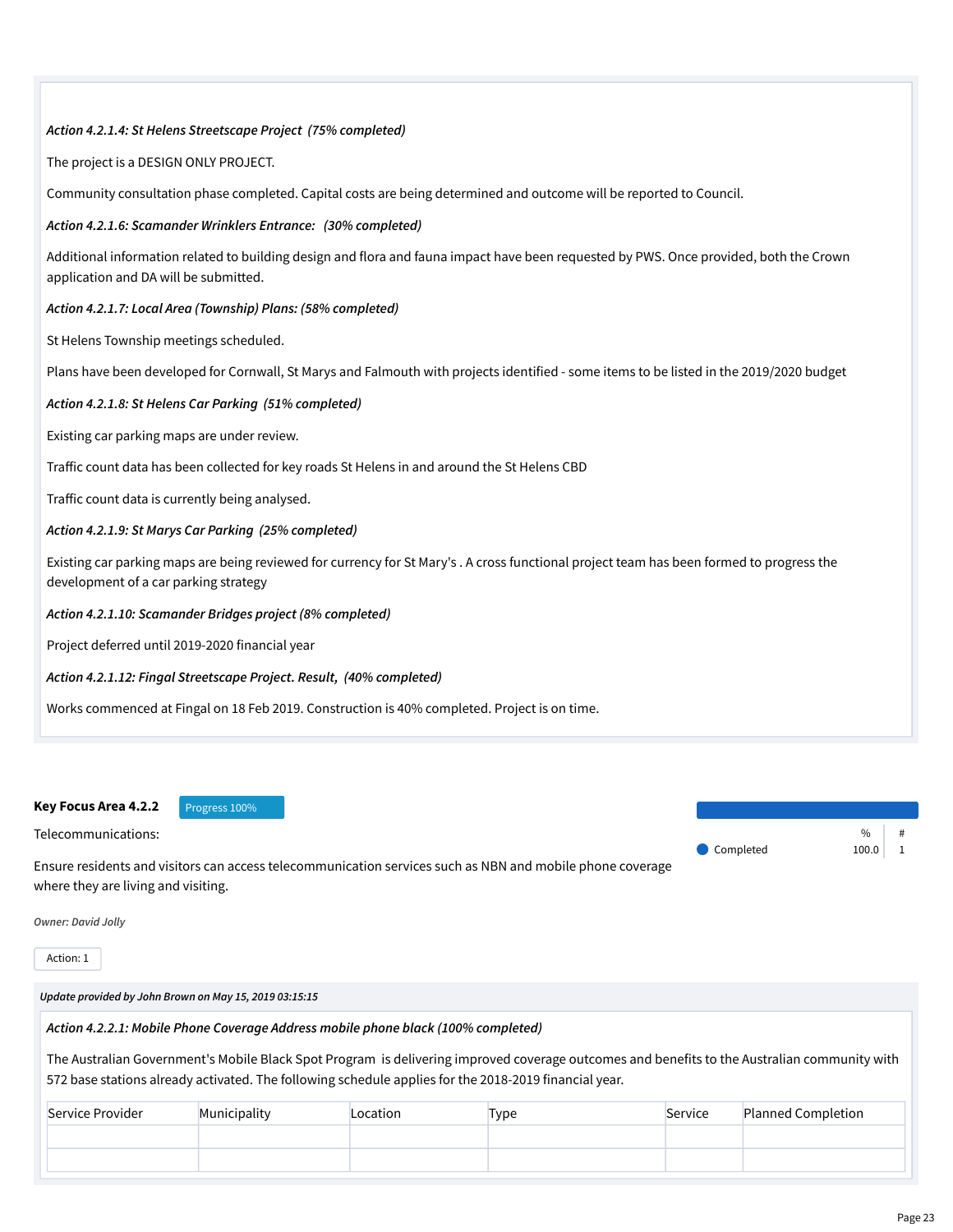*Action 4.2.1.4: St Helens Streetscape Project (75% completed)*

The project is a DESIGN ONLY PROJECT.

Community consultation phase completed. Capital costs are being determined and outcome will be reported to Council.

*Action 4.2.1.6: Scamander Wrinklers Entrance: (30% completed)*

Additional information related to building design and flora and fauna impact have been requested by PWS. Once provided, both the Crown application and DA will be submitted.

*Action 4.2.1.7: Local Area (Township) Plans: (58% completed)*

St Helens Township meetings scheduled.

Plans have been developed for Cornwall, St Marys and Falmouth with projects identified - some items to be listed in the 2019/2020 budget

*Action 4.2.1.8: St Helens Car Parking (51% completed)*

Existing car parking maps are under review.

Traffic count data has been collected for key roads St Helens in and around the St Helens CBD

Traffic count data is currently being analysed.

*Action 4.2.1.9: St Marys Car Parking (25% completed)*

Existing car parking maps are being reviewed for currency for St Mary's . A cross functional project team has been formed to progress the development of a car parking strategy

*Action 4.2.1.10: Scamander Bridges project (8% completed)*

Project deferred until 2019-2020 financial year

*Action 4.2.1.12: Fingal Streetscape Project. Result, (40% completed)*

Works commenced at Fingal on 18 Feb 2019. Construction is 40% completed. Project is on time.

**Key Focus Area 4.2.2** Progress 100%

Telecommunications:

Ensure residents and visitors can access telecommunication services such as NBN and mobile phone coverage where they are living and visiting.

| | % | # |
|---|---|---|
| Completed | 100.0 | 1 |

*Owner: David Jolly*

Action: 1

*Update provided by John Brown on May 15, 2019 03:15:15*

*Action 4.2.2.1: Mobile Phone Coverage Address mobile phone black (100% completed)*

The Australian Government's Mobile Black Spot Program is delivering improved coverage outcomes and benefits to the Australian community with 572 base stations already activated. The following schedule applies for the 2018-2019 financial year.

| Service Provider | Municipality | Location | Type | Service | Planned Completion |
|---|---|---|---|---|---|
| | | | | | |
| | | | | | |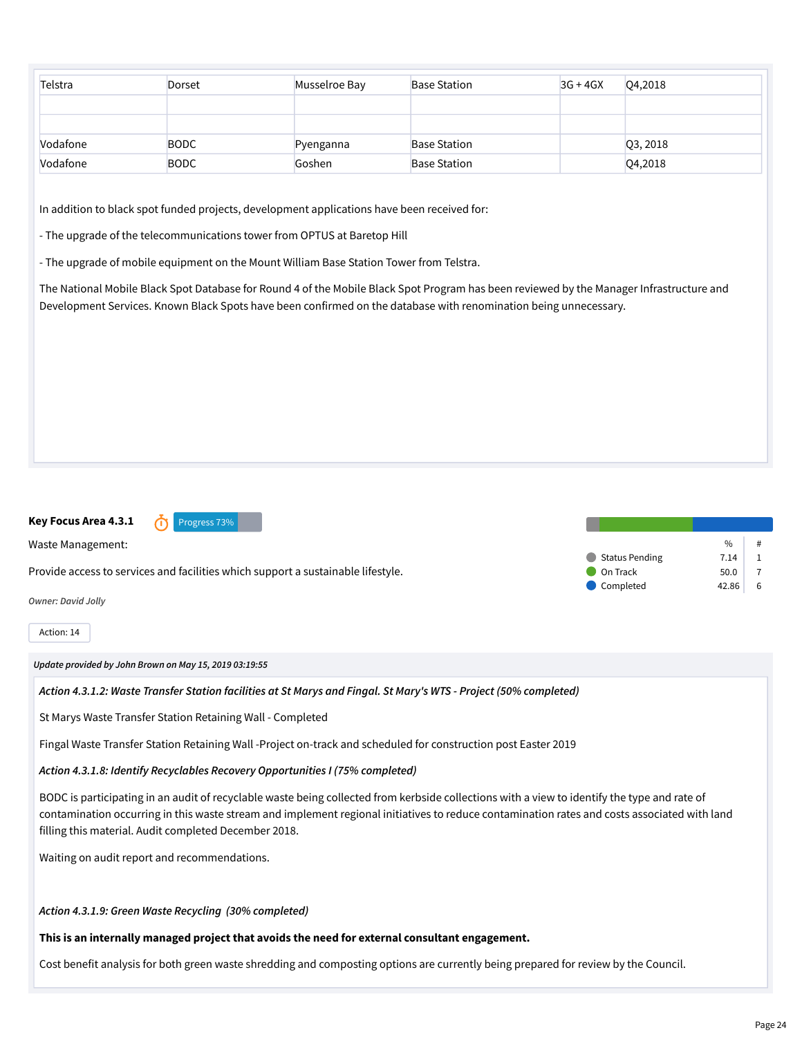| Telstra | Dorset | Musselroe Bay | Base Station | 3G + 4GX | Q4,2018 |
|---|---|---|---|---|---|
| | | | | | |
| | | | | | |
| Vodafone | BODC | Pyenganna | Base Station | | Q3, 2018 |
| Vodafone | BODC | Goshen | Base Station | | Q4,2018 |

In addition to black spot funded projects, development applications have been received for:

- The upgrade of the telecommunications tower from OPTUS at Baretop Hill

- The upgrade of mobile equipment on the Mount William Base Station Tower from Telstra.

The National Mobile Black Spot Database for Round 4 of the Mobile Black Spot Program has been reviewed by the Manager Infrastructure and Development Services. Known Black Spots have been confirmed on the database with renomination being unnecessary.

**Key Focus Area 4.3.1** Progress 73%

Waste Management:

Provide access to services and facilities which support a sustainable lifestyle.

*Owner: David Jolly*

| | % | # |
|---|---|---|
| Status Pending | 7.14 | 1 |
| On Track | 50.0 | 7 |
| Completed | 42.86 | 6 |

Action: 14

*Update provided by John Brown on May 15, 2019 03:19:55*

*Action 4.3.1.2: Waste Transfer Station facilities at St Marys and Fingal. St Mary's WTS - Project (50% completed)*

St Marys Waste Transfer Station Retaining Wall - Completed

Fingal Waste Transfer Station Retaining Wall -Project on-track and scheduled for construction post Easter 2019

*Action 4.3.1.8: Identify Recyclables Recovery Opportunities I (75% completed)*

BODC is participating in an audit of recyclable waste being collected from kerbside collections with a view to identify the type and rate of contamination occurring in this waste stream and implement regional initiatives to reduce contamination rates and costs associated with land filling this material. Audit completed December 2018.

Waiting on audit report and recommendations.

*Action 4.3.1.9: Green Waste Recycling (30% completed)*

**This is an internally managed project that avoids the need for external consultant engagement.**

Cost benefit analysis for both green waste shredding and composting options are currently being prepared for review by the Council.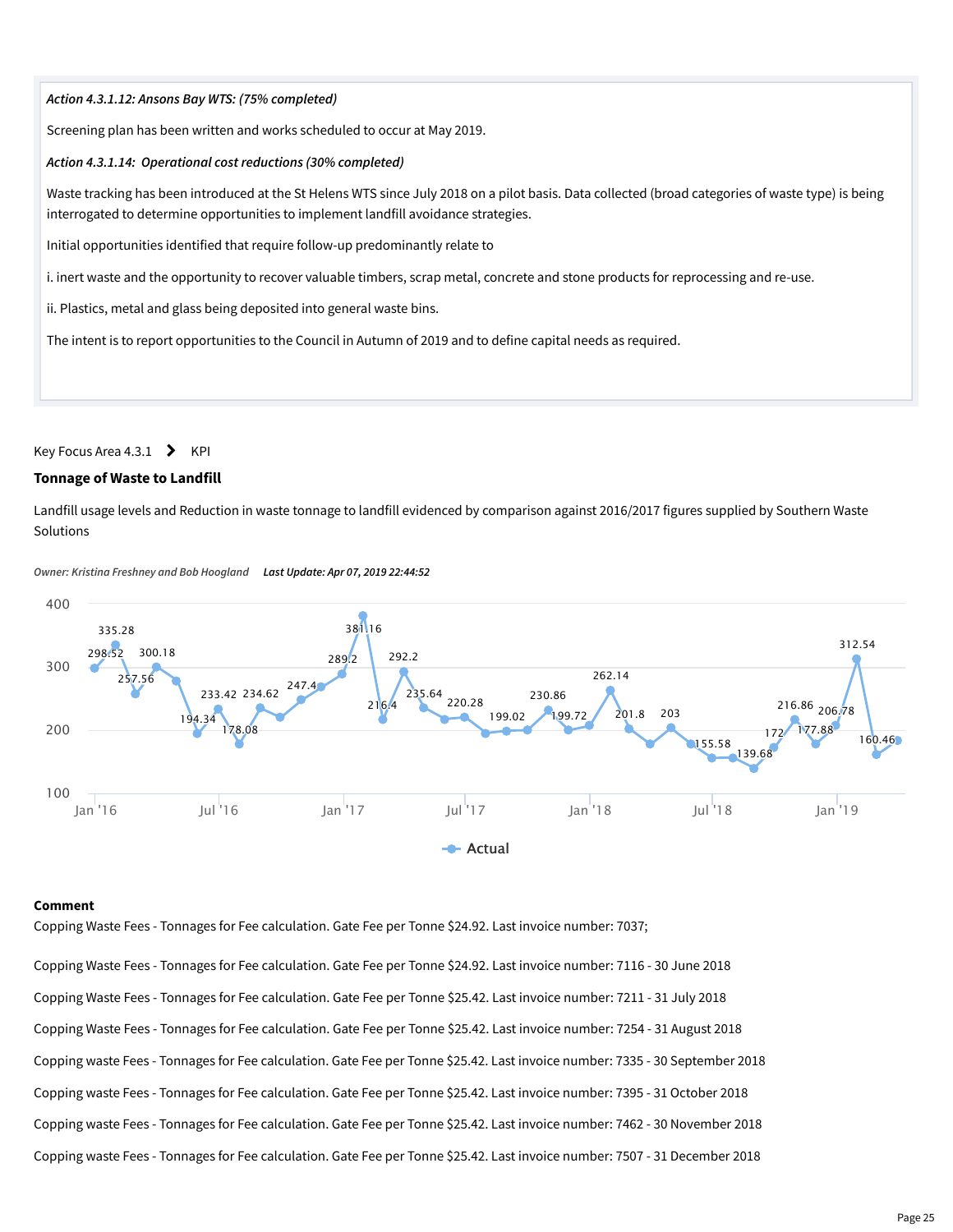*Action 4.3.1.12: Ansons Bay WTS: (75% completed)*

Screening plan has been written and works scheduled to occur at May 2019.

*Action 4.3.1.14: Operational cost reductions (30% completed)*

Waste tracking has been introduced at the St Helens WTS since July 2018 on a pilot basis. Data collected (broad categories of waste type) is being interrogated to determine opportunities to implement landfill avoidance strategies.

Initial opportunities identified that require follow-up predominantly relate to

i. inert waste and the opportunity to recover valuable timbers, scrap metal, concrete and stone products for reprocessing and re-use.

ii. Plastics, metal and glass being deposited into general waste bins.

The intent is to report opportunities to the Council in Autumn of 2019 and to define capital needs as required.

Key Focus Area 4.3.1 > KPI

### Tonnage of Waste to Landfill

Landfill usage levels and Reduction in waste tonnage to landfill evidenced by comparison against 2016/2017 figures supplied by Southern Waste Solutions

*Owner: Kristina Freshney and Bob Hoogland* ***Last Update: Apr 07, 2019 22:44:52***

**Comment**

Copping Waste Fees - Tonnages for Fee calculation. Gate Fee per Tonne $24.92. Last invoice number: 7037;

Copping Waste Fees - Tonnages for Fee calculation. Gate Fee per Tonne $24.92. Last invoice number: 7116 - 30 June 2018

Copping Waste Fees - Tonnages for Fee calculation. Gate Fee per Tonne $25.42. Last invoice number: 7211 - 31 July 2018

Copping Waste Fees - Tonnages for Fee calculation. Gate Fee per Tonne $25.42. Last invoice number: 7254 - 31 August 2018

Copping waste Fees - Tonnages for Fee calculation. Gate Fee per Tonne $25.42. Last invoice number: 7335 - 30 September 2018

Copping waste Fees - Tonnages for Fee calculation. Gate Fee per Tonne $25.42. Last invoice number: 7395 - 31 October 2018

Copping waste Fees - Tonnages for Fee calculation. Gate Fee per Tonne $25.42. Last invoice number: 7462 - 30 November 2018

Copping waste Fees - Tonnages for Fee calculation. Gate Fee per Tonne $25.42. Last invoice number: 7507 - 31 December 2018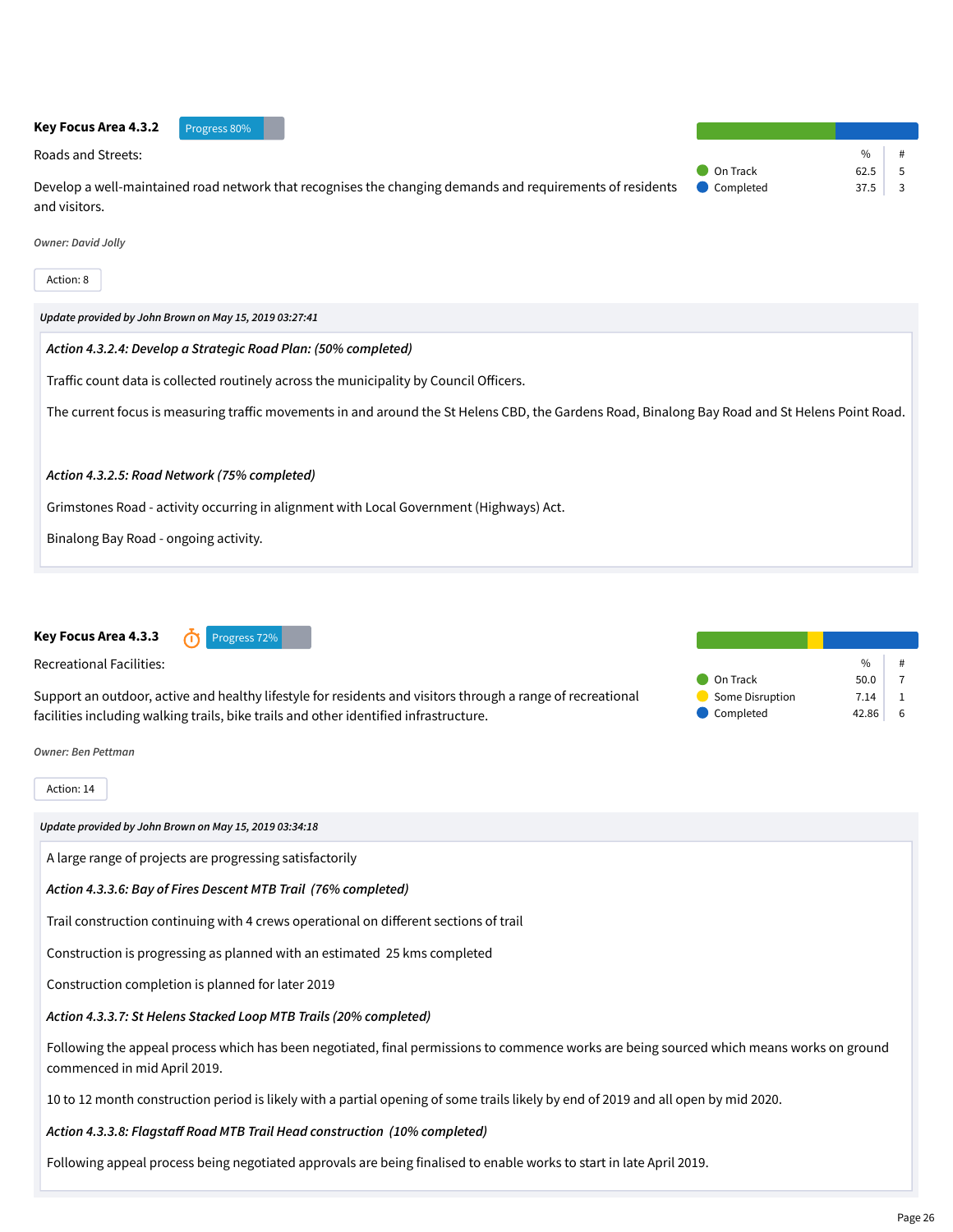### Key Focus Area 4.3.2

Progress 80%

Roads and Streets:

Develop a well-maintained road network that recognises the changing demands and requirements of residents and visitors.

| | % | # |
|---|---|---|
| On Track | 62.5 | 5 |
| Completed | 37.5 | 3 |

*Owner: David Jolly*

Action: 8

***Update provided by John Brown on May 15, 2019 03:27:41***

***Action 4.3.2.4: Develop a Strategic Road Plan: (50% completed)***

Traffic count data is collected routinely across the municipality by Council Officers.

The current focus is measuring traffic movements in and around the St Helens CBD, the Gardens Road, Binalong Bay Road and St Helens Point Road.

***Action 4.3.2.5: Road Network (75% completed)***

Grimstones Road - activity occurring in alignment with Local Government (Highways) Act.

Binalong Bay Road - ongoing activity.

### Key Focus Area 4.3.3

Progress 72%

Recreational Facilities:

Support an outdoor, active and healthy lifestyle for residents and visitors through a range of recreational facilities including walking trails, bike trails and other identified infrastructure.

| | % | # |
|---|---|---|
| On Track | 50.0 | 7 |
| Some Disruption | 7.14 | 1 |
| Completed | 42.86 | 6 |

*Owner: Ben Pettman*

Action: 14

***Update provided by John Brown on May 15, 2019 03:34:18***

A large range of projects are progressing satisfactorily

***Action 4.3.3.6: Bay of Fires Descent MTB Trail (76% completed)***

Trail construction continuing with 4 crews operational on different sections of trail

Construction is progressing as planned with an estimated 25 kms completed

Construction completion is planned for later 2019

***Action 4.3.3.7: St Helens Stacked Loop MTB Trails (20% completed)***

Following the appeal process which has been negotiated, final permissions to commence works are being sourced which means works on ground commenced in mid April 2019.

10 to 12 month construction period is likely with a partial opening of some trails likely by end of 2019 and all open by mid 2020.

***Action 4.3.3.8: Flagstaff Road MTB Trail Head construction (10% completed)***

Following appeal process being negotiated approvals are being finalised to enable works to start in late April 2019.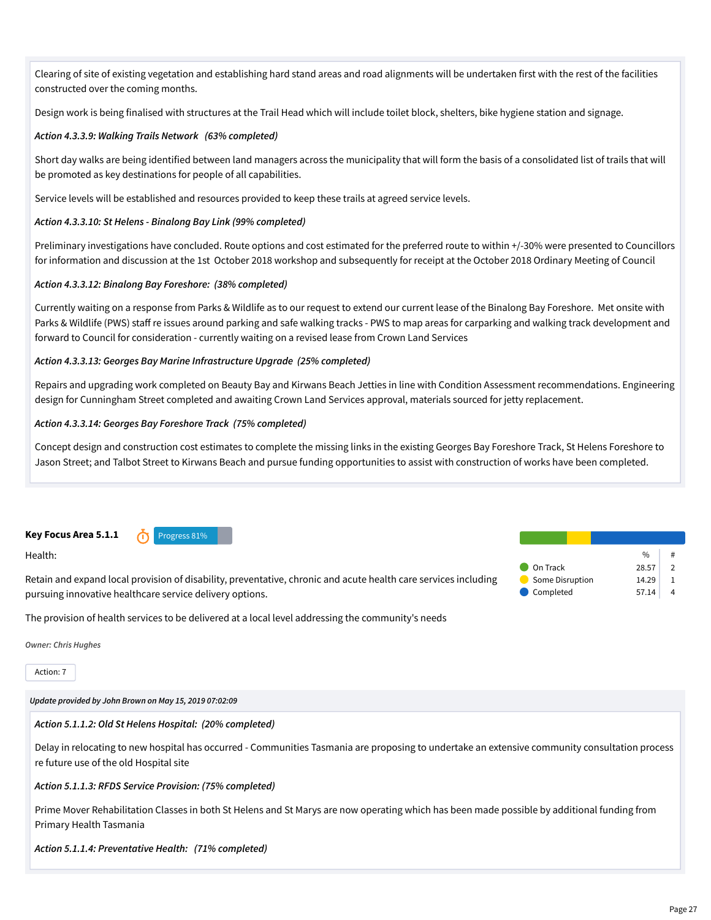Clearing of site of existing vegetation and establishing hard stand areas and road alignments will be undertaken first with the rest of the facilities constructed over the coming months.

Design work is being finalised with structures at the Trail Head which will include toilet block, shelters, bike hygiene station and signage.

*Action 4.3.3.9: Walking Trails Network (63% completed)*

Short day walks are being identified between land managers across the municipality that will form the basis of a consolidated list of trails that will be promoted as key destinations for people of all capabilities.

Service levels will be established and resources provided to keep these trails at agreed service levels.

*Action 4.3.3.10: St Helens - Binalong Bay Link (99% completed)*

Preliminary investigations have concluded. Route options and cost estimated for the preferred route to within +/-30% were presented to Councillors for information and discussion at the 1st October 2018 workshop and subsequently for receipt at the October 2018 Ordinary Meeting of Council

*Action 4.3.3.12: Binalong Bay Foreshore: (38% completed)*

Currently waiting on a response from Parks & Wildlife as to our request to extend our current lease of the Binalong Bay Foreshore. Met onsite with Parks & Wildlife (PWS) staff re issues around parking and safe walking tracks - PWS to map areas for carparking and walking track development and forward to Council for consideration - currently waiting on a revised lease from Crown Land Services

*Action 4.3.3.13: Georges Bay Marine Infrastructure Upgrade (25% completed)*

Repairs and upgrading work completed on Beauty Bay and Kirwans Beach Jetties in line with Condition Assessment recommendations. Engineering design for Cunningham Street completed and awaiting Crown Land Services approval, materials sourced for jetty replacement.

*Action 4.3.3.14: Georges Bay Foreshore Track (75% completed)*

Concept design and construction cost estimates to complete the missing links in the existing Georges Bay Foreshore Track, St Helens Foreshore to Jason Street; and Talbot Street to Kirwans Beach and pursue funding opportunities to assist with construction of works have been completed.

**Key Focus Area 5.1.1** Progress 81%

Health:

Retain and expand local provision of disability, preventative, chronic and acute health care services including pursuing innovative healthcare service delivery options.

The provision of health services to be delivered at a local level addressing the community's needs

| | % | # |
|---|---|---|
| On Track | 28.57 | 2 |
| Some Disruption | 14.29 | 1 |
| Completed | 57.14 | 4 |

*Owner: Chris Hughes*

Action: 7

*Update provided by John Brown on May 15, 2019 07:02:09*

*Action 5.1.1.2: Old St Helens Hospital: (20% completed)*

Delay in relocating to new hospital has occurred - Communities Tasmania are proposing to undertake an extensive community consultation process re future use of the old Hospital site

*Action 5.1.1.3: RFDS Service Provision: (75% completed)*

Prime Mover Rehabilitation Classes in both St Helens and St Marys are now operating which has been made possible by additional funding from Primary Health Tasmania

*Action 5.1.1.4: Preventative Health: (71% completed)*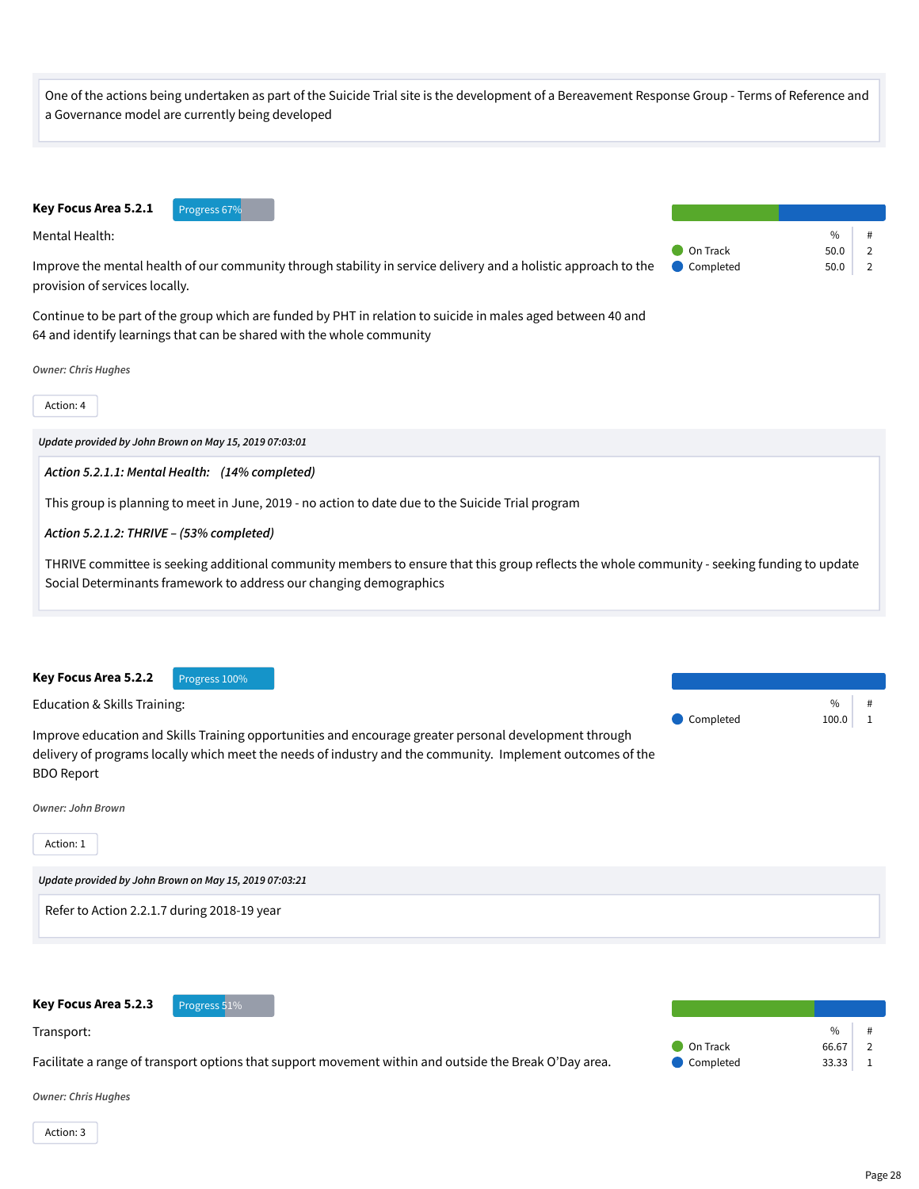One of the actions being undertaken as part of the Suicide Trial site is the development of a Bereavement Response Group - Terms of Reference and a Governance model are currently being developed

**Key Focus Area 5.2.1** Progress 67%

Mental Health:

Improve the mental health of our community through stability in service delivery and a holistic approach to the provision of services locally.

Continue to be part of the group which are funded by PHT in relation to suicide in males aged between 40 and 64 and identify learnings that can be shared with the whole community

| | % | # |
|---|---|---|
| On Track | 50.0 | 2 |
| Completed | 50.0 | 2 |

*Owner: Chris Hughes*

Action: 4

***Update provided by John Brown on May 15, 2019 07:03:01***

*Action 5.2.1.1: Mental Health: (14% completed)*

This group is planning to meet in June, 2019 - no action to date due to the Suicide Trial program

*Action 5.2.1.2: THRIVE – (53% completed)*

THRIVE committee is seeking additional community members to ensure that this group reflects the whole community - seeking funding to update Social Determinants framework to address our changing demographics

**Key Focus Area 5.2.2** Progress 100%

Education & Skills Training:

Improve education and Skills Training opportunities and encourage greater personal development through delivery of programs locally which meet the needs of industry and the community. Implement outcomes of the BDO Report

| | % | # |
|---|---|---|
| Completed | 100.0 | 1 |

*Owner: John Brown*

Action: 1

***Update provided by John Brown on May 15, 2019 07:03:21***

Refer to Action 2.2.1.7 during 2018-19 year

**Key Focus Area 5.2.3** Progress 51%

Transport:

Facilitate a range of transport options that support movement within and outside the Break O'Day area.

| | % | # |
|---|---|---|
| On Track | 66.67 | 2 |
| Completed | 33.33 | 1 |

*Owner: Chris Hughes*

Action: 3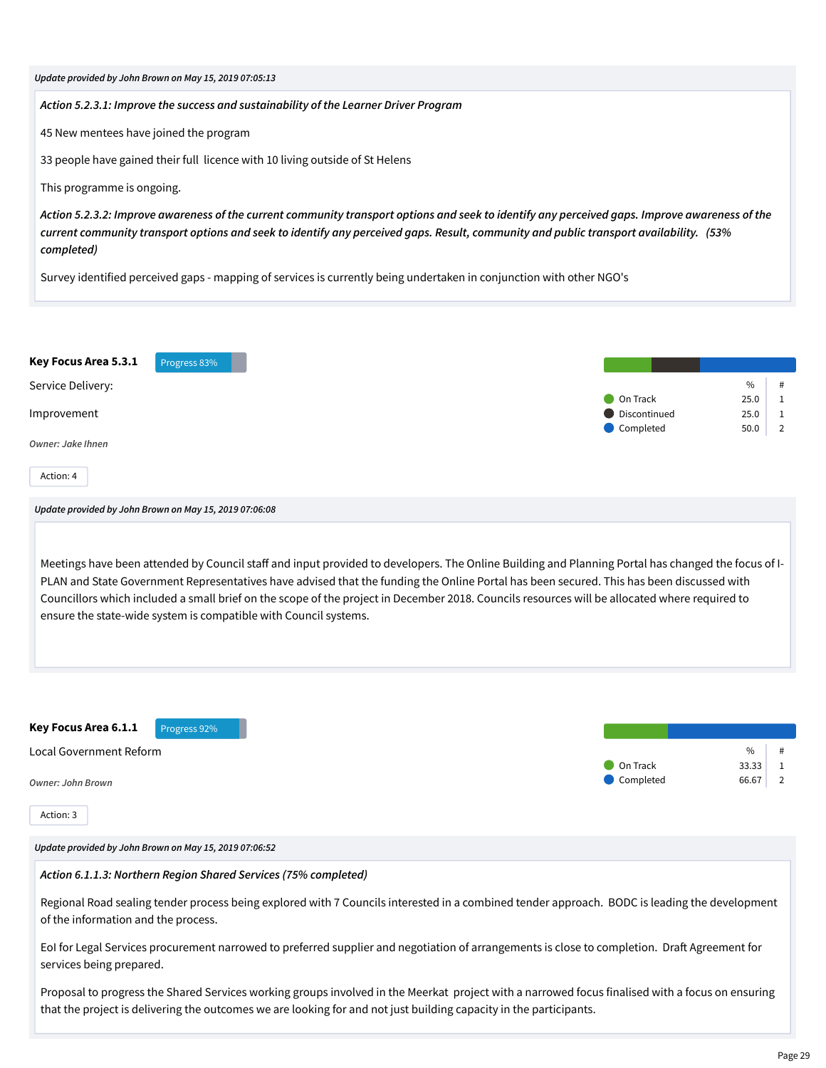*Update provided by John Brown on May 15, 2019 07:05:13*

***Action 5.2.3.1: Improve the success and sustainability of the Learner Driver Program***

45 New mentees have joined the program

33 people have gained their full licence with 10 living outside of St Helens

This programme is ongoing.

***Action 5.2.3.2: Improve awareness of the current community transport options and seek to identify any perceived gaps. Improve awareness of the current community transport options and seek to identify any perceived gaps. Result, community and public transport availability. (53% completed)***

Survey identified perceived gaps - mapping of services is currently being undertaken in conjunction with other NGO's

**Key Focus Area 5.3.1** Progress 83%

Service Delivery:

Improvement

*Owner: Jake Ihnen*

| | % | # |
|---|---|---|
| On Track | 25.0 | 1 |
| Discontinued | 25.0 | 1 |
| Completed | 50.0 | 2 |

Action: 4

*Update provided by John Brown on May 15, 2019 07:06:08*

Meetings have been attended by Council staff and input provided to developers. The Online Building and Planning Portal has changed the focus of I-PLAN and State Government Representatives have advised that the funding the Online Portal has been secured. This has been discussed with Councillors which included a small brief on the scope of the project in December 2018. Councils resources will be allocated where required to ensure the state-wide system is compatible with Council systems.

**Key Focus Area 6.1.1** Progress 92%

Local Government Reform

*Owner: John Brown*

| | % | # |
|---|---|---|
| On Track | 33.33 | 1 |
| Completed | 66.67 | 2 |

Action: 3

*Update provided by John Brown on May 15, 2019 07:06:52*

***Action 6.1.1.3: Northern Region Shared Services (75% completed)***

Regional Road sealing tender process being explored with 7 Councils interested in a combined tender approach. BODC is leading the development of the information and the process.

EoI for Legal Services procurement narrowed to preferred supplier and negotiation of arrangements is close to completion. Draft Agreement for services being prepared.

Proposal to progress the Shared Services working groups involved in the Meerkat project with a narrowed focus finalised with a focus on ensuring that the project is delivering the outcomes we are looking for and not just building capacity in the participants.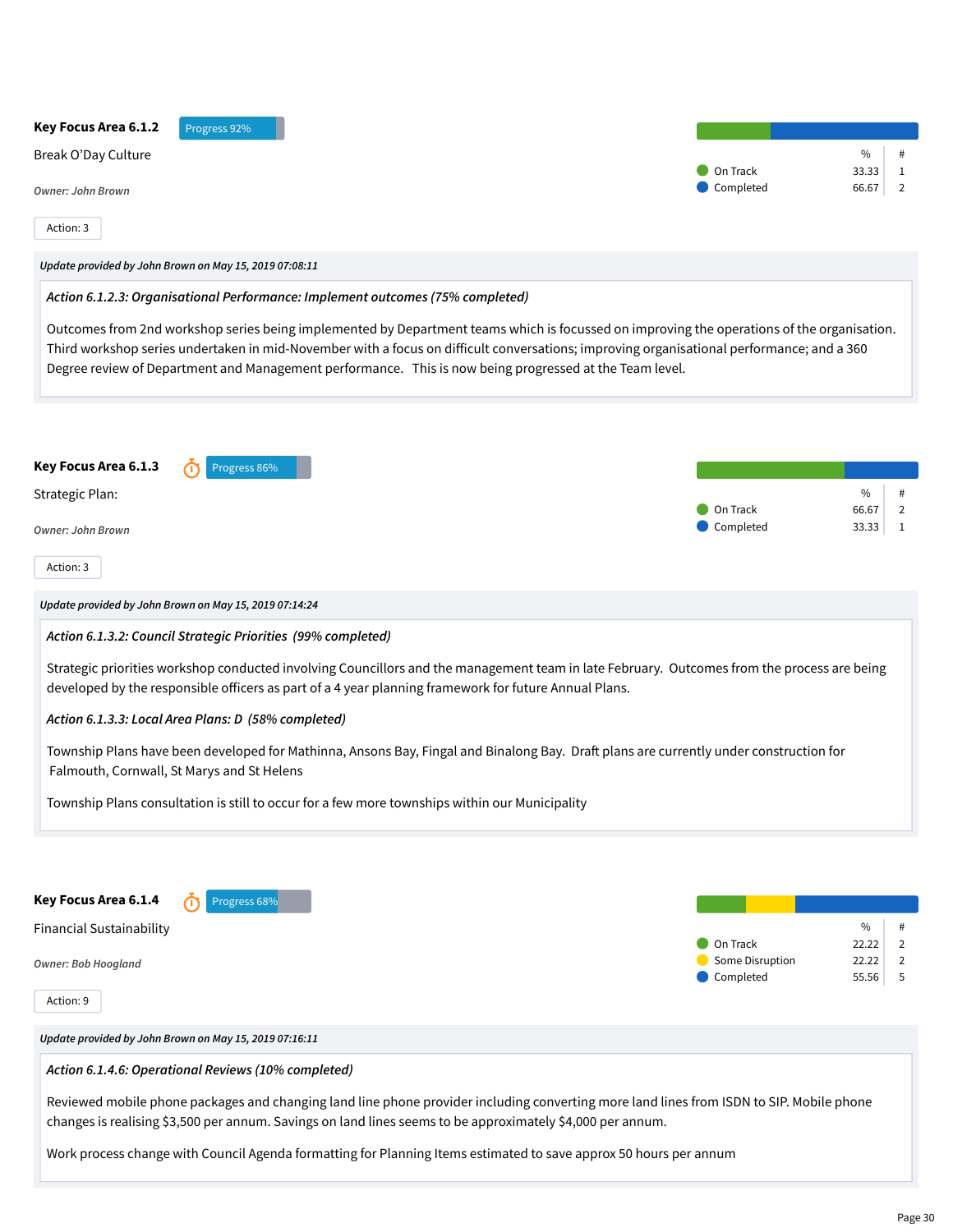**Key Focus Area 6.1.2** Progress 92%

Break O'Day Culture

*Owner: John Brown*

Action: 3

| | % | # |
|---|---|---|
| On Track | 33.33 | 1 |
| Completed | 66.67 | 2 |

***Update provided by John Brown on May 15, 2019 07:08:11***

***Action 6.1.2.3: Organisational Performance: Implement outcomes (75% completed)***

Outcomes from 2nd workshop series being implemented by Department teams which is focussed on improving the operations of the organisation. Third workshop series undertaken in mid-November with a focus on difficult conversations; improving organisational performance; and a 360 Degree review of Department and Management performance. This is now being progressed at the Team level.

**Key Focus Area 6.1.3** Progress 86%

Strategic Plan:

*Owner: John Brown*

Action: 3

| | % | # |
|---|---|---|
| On Track | 66.67 | 2 |
| Completed | 33.33 | 1 |

***Update provided by John Brown on May 15, 2019 07:14:24***

***Action 6.1.3.2: Council Strategic Priorities (99% completed)***

Strategic priorities workshop conducted involving Councillors and the management team in late February. Outcomes from the process are being developed by the responsible officers as part of a 4 year planning framework for future Annual Plans.

***Action 6.1.3.3: Local Area Plans: D (58% completed)***

Township Plans have been developed for Mathinna, Ansons Bay, Fingal and Binalong Bay. Draft plans are currently under construction for Falmouth, Cornwall, St Marys and St Helens

Township Plans consultation is still to occur for a few more townships within our Municipality

**Key Focus Area 6.1.4** Progress 68%

Financial Sustainability

*Owner: Bob Hoogland*

Action: 9

| | % | # |
|---|---|---|
| On Track | 22.22 | 2 |
| Some Disruption | 22.22 | 2 |
| Completed | 55.56 | 5 |

***Update provided by John Brown on May 15, 2019 07:16:11***

***Action 6.1.4.6: Operational Reviews (10% completed)***

Reviewed mobile phone packages and changing land line phone provider including converting more land lines from ISDN to SIP. Mobile phone changes is realising $3,500 per annum. Savings on land lines seems to be approximately $4,000 per annum.

Work process change with Council Agenda formatting for Planning Items estimated to save approx 50 hours per annum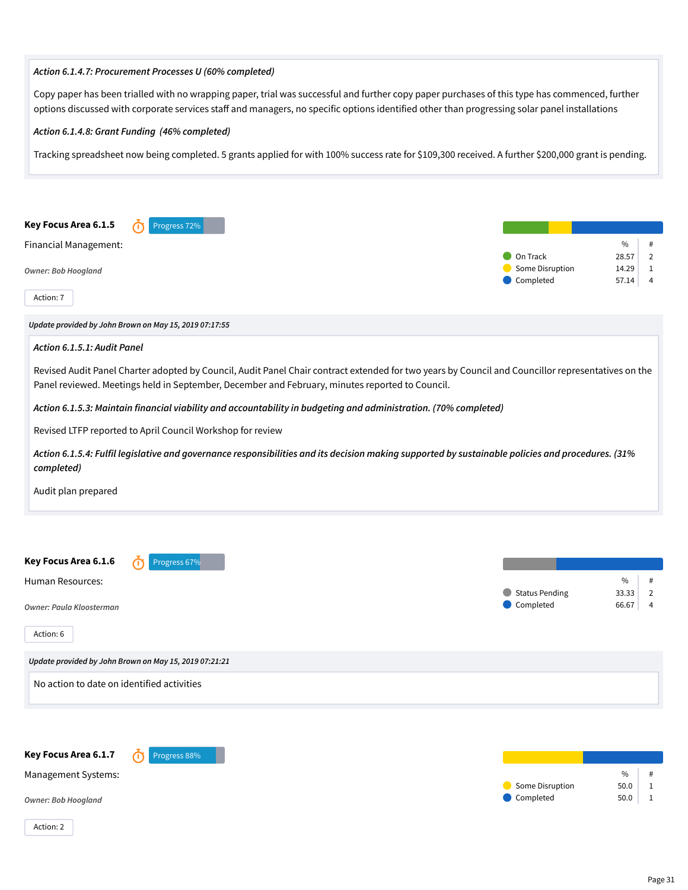*Action 6.1.4.7: Procurement Processes U (60% completed)*

Copy paper has been trialled with no wrapping paper, trial was successful and further copy paper purchases of this type has commenced, further options discussed with corporate services staff and managers, no specific options identified other than progressing solar panel installations

*Action 6.1.4.8: Grant Funding (46% completed)*

Tracking spreadsheet now being completed. 5 grants applied for with 100% success rate for $109,300 received. A further $200,000 grant is pending.

## Key Focus Area 6.1.5

Progress 72%

Financial Management:

*Owner: Bob Hoogland*

Action: 7

| | % | # |
|---|---|---|
| On Track | 28.57 | 2 |
| Some Disruption | 14.29 | 1 |
| Completed | 57.14 | 4 |

*Update provided by John Brown on May 15, 2019 07:17:55*

*Action 6.1.5.1: Audit Panel*

Revised Audit Panel Charter adopted by Council, Audit Panel Chair contract extended for two years by Council and Councillor representatives on the Panel reviewed. Meetings held in September, December and February, minutes reported to Council.

*Action 6.1.5.3: Maintain financial viability and accountability in budgeting and administration. (70% completed)*

Revised LTFP reported to April Council Workshop for review

*Action 6.1.5.4: Fulfil legislative and governance responsibilities and its decision making supported by sustainable policies and procedures. (31% completed)*

Audit plan prepared

## Key Focus Area 6.1.6

Progress 67%

Human Resources:

*Owner: Paula Kloosterman*

Action: 6

| | % | # |
|---|---|---|
| Status Pending | 33.33 | 2 |
| Completed | 66.67 | 4 |

*Update provided by John Brown on May 15, 2019 07:21:21*

No action to date on identified activities

## Key Focus Area 6.1.7

Progress 88%

Management Systems:

*Owner: Bob Hoogland*

Action: 2

| | % | # |
|---|---|---|
| Some Disruption | 50.0 | 1 |
| Completed | 50.0 | 1 |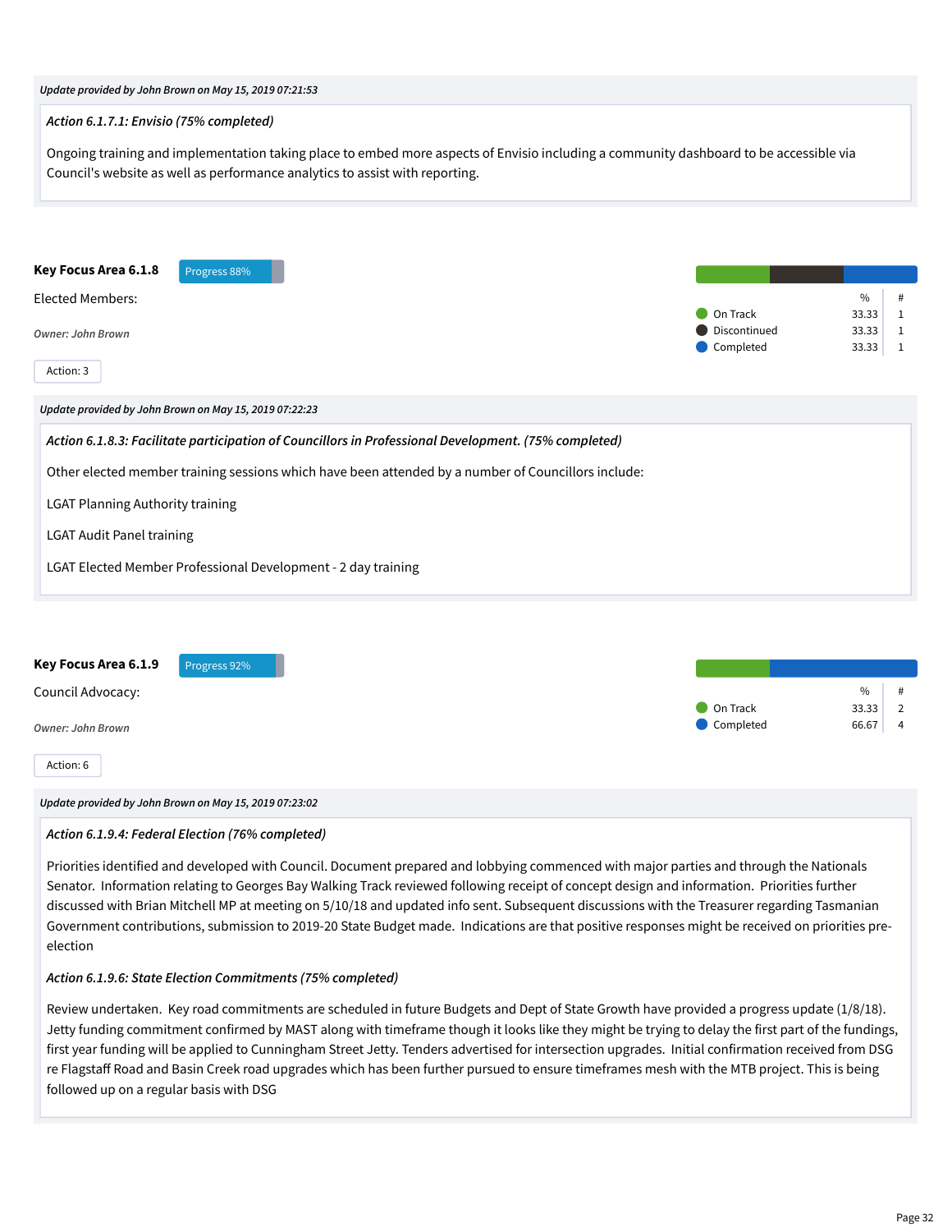*Update provided by John Brown on May 15, 2019 07:21:53*

*Action 6.1.7.1: Envisio (75% completed)*

Ongoing training and implementation taking place to embed more aspects of Envisio including a community dashboard to be accessible via Council's website as well as performance analytics to assist with reporting.

**Key Focus Area 6.1.8** Progress 88%

Elected Members:

*Owner: John Brown*

Action: 3

| | % | # |
|---|---|---|
| On Track | 33.33 | 1 |
| Discontinued | 33.33 | 1 |
| Completed | 33.33 | 1 |

*Update provided by John Brown on May 15, 2019 07:22:23*

*Action 6.1.8.3: Facilitate participation of Councillors in Professional Development. (75% completed)*

Other elected member training sessions which have been attended by a number of Councillors include:

LGAT Planning Authority training

LGAT Audit Panel training

LGAT Elected Member Professional Development - 2 day training

**Key Focus Area 6.1.9** Progress 92%

Council Advocacy:

*Owner: John Brown*

Action: 6

| | % | # |
|---|---|---|
| On Track | 33.33 | 2 |
| Completed | 66.67 | 4 |

*Update provided by John Brown on May 15, 2019 07:23:02*

*Action 6.1.9.4: Federal Election (76% completed)*

Priorities identified and developed with Council. Document prepared and lobbying commenced with major parties and through the Nationals Senator. Information relating to Georges Bay Walking Track reviewed following receipt of concept design and information. Priorities further discussed with Brian Mitchell MP at meeting on 5/10/18 and updated info sent. Subsequent discussions with the Treasurer regarding Tasmanian Government contributions, submission to 2019-20 State Budget made. Indications are that positive responses might be received on priorities pre-election

*Action 6.1.9.6: State Election Commitments (75% completed)*

Review undertaken. Key road commitments are scheduled in future Budgets and Dept of State Growth have provided a progress update (1/8/18). Jetty funding commitment confirmed by MAST along with timeframe though it looks like they might be trying to delay the first part of the fundings, first year funding will be applied to Cunningham Street Jetty. Tenders advertised for intersection upgrades. Initial confirmation received from DSG re Flagstaff Road and Basin Creek road upgrades which has been further pursued to ensure timeframes mesh with the MTB project. This is being followed up on a regular basis with DSG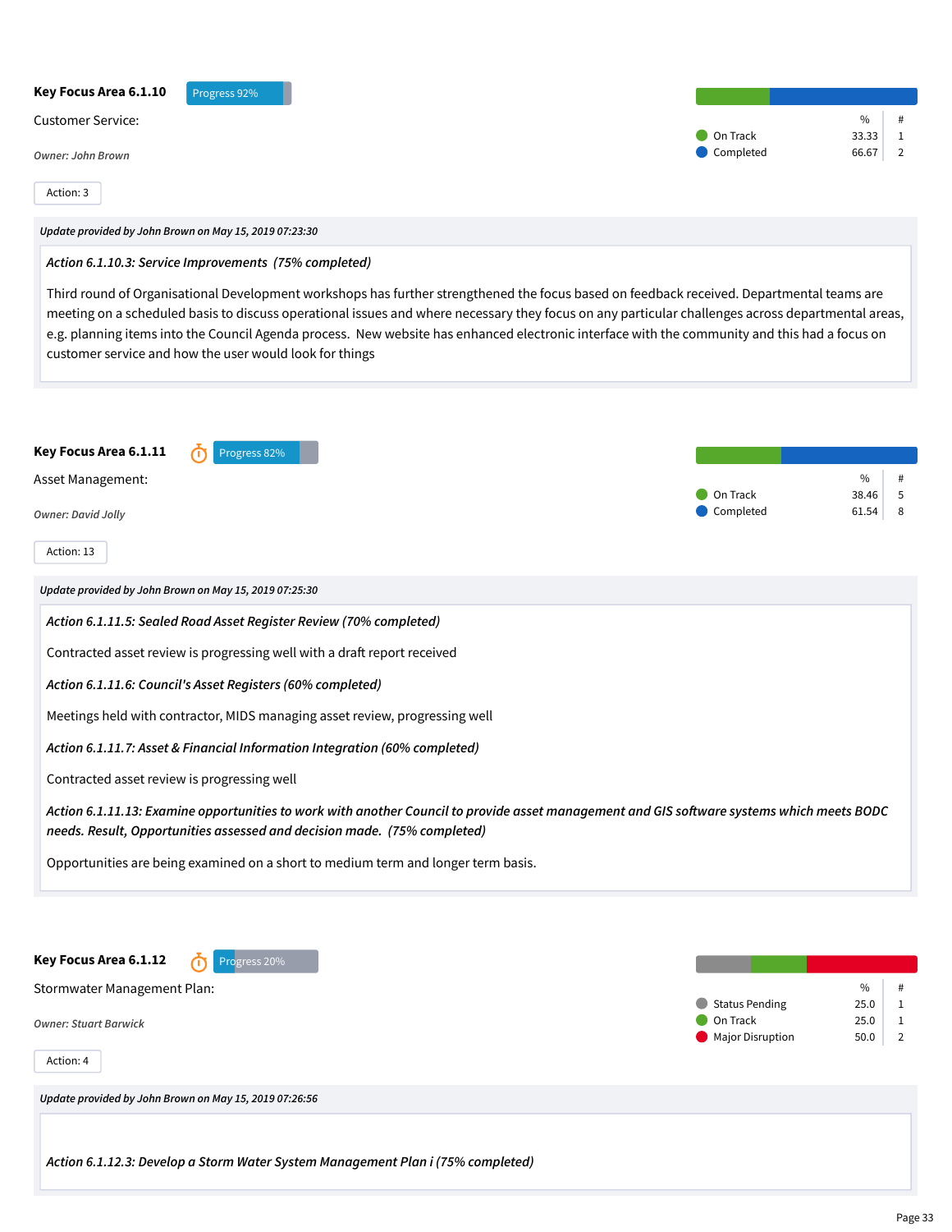**Key Focus Area 6.1.10** Progress 92%

Customer Service:

*Owner: John Brown*

Action: 3

| Status | % | # |
|---|---|---|
| On Track | 33.33 | 1 |
| Completed | 66.67 | 2 |

*Update provided by John Brown on May 15, 2019 07:23:30*

*Action 6.1.10.3: Service Improvements (75% completed)*

Third round of Organisational Development workshops has further strengthened the focus based on feedback received. Departmental teams are meeting on a scheduled basis to discuss operational issues and where necessary they focus on any particular challenges across departmental areas, e.g. planning items into the Council Agenda process. New website has enhanced electronic interface with the community and this had a focus on customer service and how the user would look for things

**Key Focus Area 6.1.11** Progress 82%

Asset Management:

*Owner: David Jolly*

Action: 13

| Status | % | # |
|---|---|---|
| On Track | 38.46 | 5 |
| Completed | 61.54 | 8 |

*Update provided by John Brown on May 15, 2019 07:25:30*

*Action 6.1.11.5: Sealed Road Asset Register Review (70% completed)*

Contracted asset review is progressing well with a draft report received

*Action 6.1.11.6: Council's Asset Registers (60% completed)*

Meetings held with contractor, MIDS managing asset review, progressing well

*Action 6.1.11.7: Asset & Financial Information Integration (60% completed)*

Contracted asset review is progressing well

*Action 6.1.11.13: Examine opportunities to work with another Council to provide asset management and GIS software systems which meets BODC needs. Result, Opportunities assessed and decision made. (75% completed)*

Opportunities are being examined on a short to medium term and longer term basis.

**Key Focus Area 6.1.12** Progress 20%

Stormwater Management Plan:

*Owner: Stuart Barwick*

Action: 4

| Status | % | # |
|---|---|---|
| Status Pending | 25.0 | 1 |
| On Track | 25.0 | 1 |
| Major Disruption | 50.0 | 2 |

*Update provided by John Brown on May 15, 2019 07:26:56*

*Action 6.1.12.3: Develop a Storm Water System Management Plan i (75% completed)*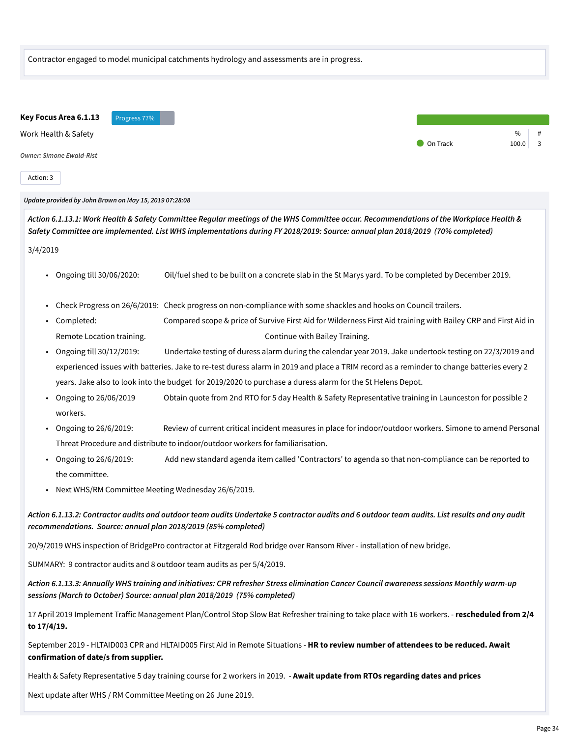Contractor engaged to model municipal catchments hydrology and assessments are in progress.

**Key Focus Area 6.1.13** Progress 77%

Work Health & Safety

*Owner: Simone Ewald-Rist*

| | % | # |
|---|---|---|
| On Track | 100.0 | 3 |

Action: 3

***Update provided by John Brown on May 15, 2019 07:28:08***

***Action 6.1.13.1: Work Health & Safety Committee Regular meetings of the WHS Committee occur. Recommendations of the Workplace Health & Safety Committee are implemented. List WHS implementations during FY 2018/2019: Source: annual plan 2018/2019 (70% completed)***

3/4/2019

- Ongoing till 30/06/2020: Oil/fuel shed to be built on a concrete slab in the St Marys yard. To be completed by December 2019.
- Check Progress on 26/6/2019: Check progress on non-compliance with some shackles and hooks on Council trailers.
- Completed: Compared scope & price of Survive First Aid for Wilderness First Aid training with Bailey CRP and First Aid in Remote Location training. Continue with Bailey Training.
- Ongoing till 30/12/2019: Undertake testing of duress alarm during the calendar year 2019. Jake undertook testing on 22/3/2019 and experienced issues with batteries. Jake to re-test duress alarm in 2019 and place a TRIM record as a reminder to change batteries every 2 years. Jake also to look into the budget for 2019/2020 to purchase a duress alarm for the St Helens Depot.
- Ongoing to 26/06/2019 Obtain quote from 2nd RTO for 5 day Health & Safety Representative training in Launceston for possible 2 workers.
- Ongoing to 26/6/2019: Review of current critical incident measures in place for indoor/outdoor workers. Simone to amend Personal Threat Procedure and distribute to indoor/outdoor workers for familiarisation.
- Ongoing to 26/6/2019: Add new standard agenda item called 'Contractors' to agenda so that non-compliance can be reported to the committee.
- Next WHS/RM Committee Meeting Wednesday 26/6/2019.

***Action 6.1.13.2: Contractor audits and outdoor team audits Undertake 5 contractor audits and 6 outdoor team audits. List results and any audit recommendations. Source: annual plan 2018/2019 (85% completed)***

20/9/2019 WHS inspection of BridgePro contractor at Fitzgerald Rod bridge over Ransom River - installation of new bridge.

SUMMARY: 9 contractor audits and 8 outdoor team audits as per 5/4/2019.

***Action 6.1.13.3: Annually WHS training and initiatives: CPR refresher Stress elimination Cancer Council awareness sessions Monthly warm-up sessions (March to October) Source: annual plan 2018/2019 (75% completed)***

17 April 2019 Implement Traffic Management Plan/Control Stop Slow Bat Refresher training to take place with 16 workers. - **rescheduled from 2/4 to 17/4/19.**

September 2019 - HLTAID003 CPR and HLTAID005 First Aid in Remote Situations - **HR to review number of attendees to be reduced. Await confirmation of date/s from supplier.**

Health & Safety Representative 5 day training course for 2 workers in 2019. - **Await update from RTOs regarding dates and prices**

Next update after WHS / RM Committee Meeting on 26 June 2019.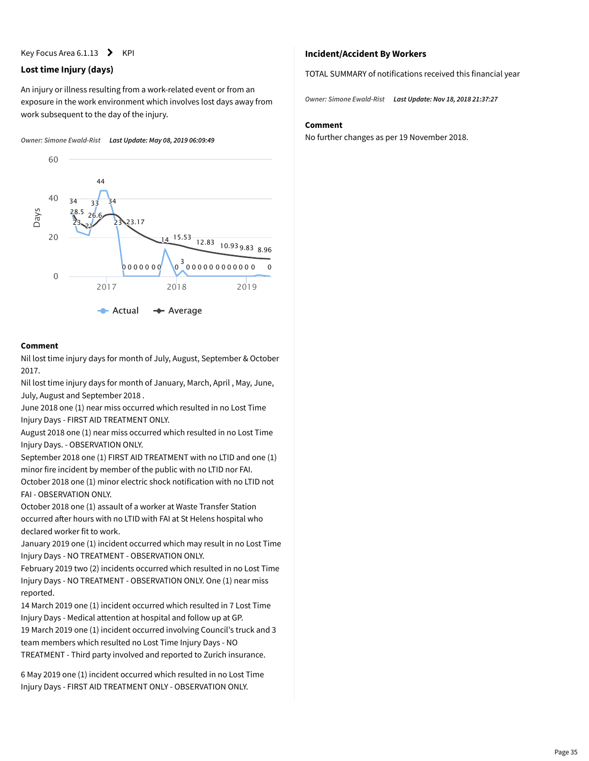Key Focus Area 6.1.13 > KPI

### Lost time Injury (days)

An injury or illness resulting from a work-related event or from an exposure in the work environment which involves lost days away from work subsequent to the day of the injury.

*Owner: Simone Ewald-Rist* ***Last Update: May 08, 2019 06:09:49***

**Comment**

Nil lost time injury days for month of July, August, September & October 2017.

Nil lost time injury days for month of January, March, April , May, June, July, August and September 2018 .

June 2018 one (1) near miss occurred which resulted in no Lost Time Injury Days - FIRST AID TREATMENT ONLY.

August 2018 one (1) near miss occurred which resulted in no Lost Time Injury Days. - OBSERVATION ONLY.

September 2018 one (1) FIRST AID TREATMENT with no LTID and one (1) minor fire incident by member of the public with no LTID nor FAI.

October 2018 one (1) minor electric shock notification with no LTID not FAI - OBSERVATION ONLY.

October 2018 one (1) assault of a worker at Waste Transfer Station occurred after hours with no LTID with FAI at St Helens hospital who declared worker fit to work.

January 2019 one (1) incident occurred which may result in no Lost Time Injury Days - NO TREATMENT - OBSERVATION ONLY.

February 2019 two (2) incidents occurred which resulted in no Lost Time Injury Days - NO TREATMENT - OBSERVATION ONLY. One (1) near miss reported.

14 March 2019 one (1) incident occurred which resulted in 7 Lost Time Injury Days - Medical attention at hospital and follow up at GP.

19 March 2019 one (1) incident occurred involving Council's truck and 3 team members which resulted no Lost Time Injury Days - NO TREATMENT - Third party involved and reported to Zurich insurance.

6 May 2019 one (1) incident occurred which resulted in no Lost Time Injury Days - FIRST AID TREATMENT ONLY - OBSERVATION ONLY.

### Incident/Accident By Workers

TOTAL SUMMARY of notifications received this financial year

*Owner: Simone Ewald-Rist* ***Last Update: Nov 18, 2018 21:37:27***

**Comment**

No further changes as per 19 November 2018.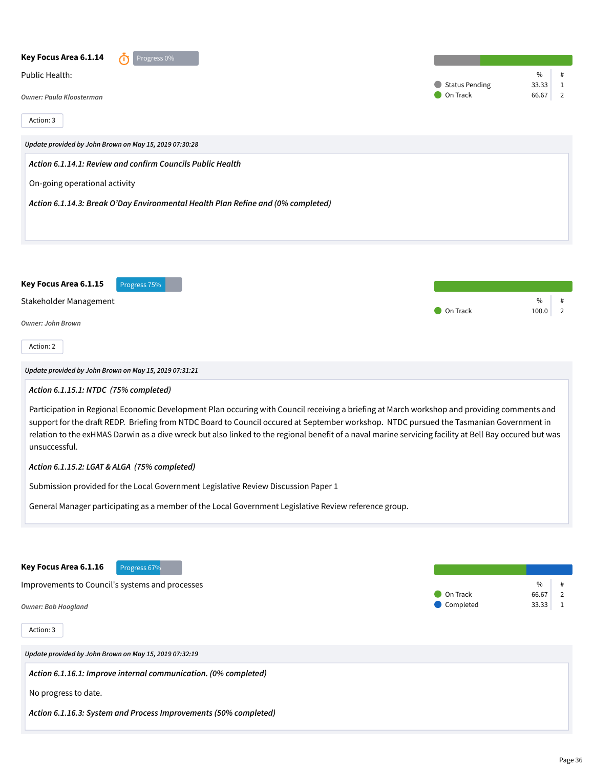### Key Focus Area 6.1.14

Progress 0%

Public Health:

*Owner: Paula Kloosterman*

| | % | # |
|---|---|---|
| Status Pending | 33.33 | 1 |
| On Track | 66.67 | 2 |

Action: 3

*Update provided by John Brown on May 15, 2019 07:30:28*

*Action 6.1.14.1: Review and confirm Councils Public Health*

On-going operational activity

*Action 6.1.14.3: Break O'Day Environmental Health Plan Refine and (0% completed)*

### Key Focus Area 6.1.15

Progress 75%

Stakeholder Management

*Owner: John Brown*

| | % | # |
|---|---|---|
| On Track | 100.0 | 2 |

Action: 2

*Update provided by John Brown on May 15, 2019 07:31:21*

*Action 6.1.15.1: NTDC (75% completed)*

Participation in Regional Economic Development Plan occuring with Council receiving a briefing at March workshop and providing comments and support for the draft REDP. Briefing from NTDC Board to Council occured at September workshop. NTDC pursued the Tasmanian Government in relation to the exHMAS Darwin as a dive wreck but also linked to the regional benefit of a naval marine servicing facility at Bell Bay occured but was unsuccessful.

*Action 6.1.15.2: LGAT & ALGA (75% completed)*

Submission provided for the Local Government Legislative Review Discussion Paper 1

General Manager participating as a member of the Local Government Legislative Review reference group.

### Key Focus Area 6.1.16

Progress 67%

Improvements to Council's systems and processes

*Owner: Bob Hoogland*

| | % | # |
|---|---|---|
| On Track | 66.67 | 2 |
| Completed | 33.33 | 1 |

Action: 3

*Update provided by John Brown on May 15, 2019 07:32:19*

*Action 6.1.16.1: Improve internal communication. (0% completed)*

No progress to date.

*Action 6.1.16.3: System and Process Improvements (50% completed)*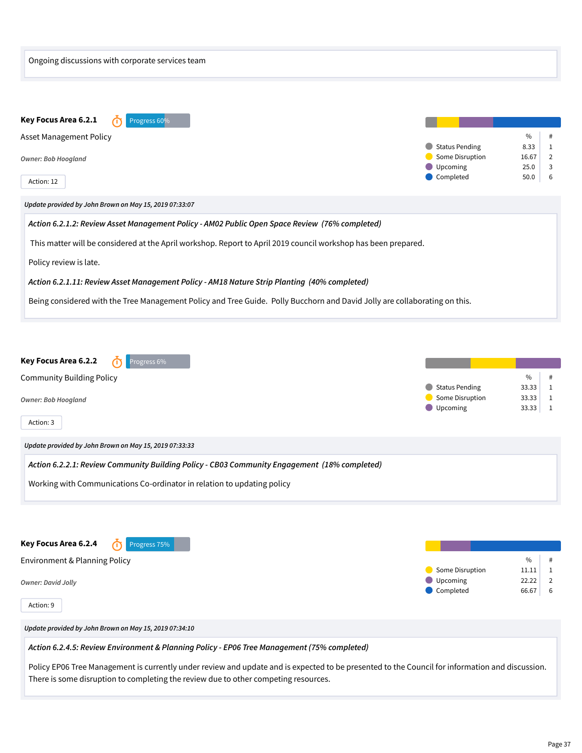Ongoing discussions with corporate services team

### Key Focus Area 6.2.1

Progress 60%

Asset Management Policy

*Owner: Bob Hoogland*

Action: 12

| | % | # |
|---|---|---|
| Status Pending | 8.33 | 1 |
| Some Disruption | 16.67 | 2 |
| Upcoming | 25.0 | 3 |
| Completed | 50.0 | 6 |

*Update provided by John Brown on May 15, 2019 07:33:07*

*Action 6.2.1.2: Review Asset Management Policy - AM02 Public Open Space Review (76% completed)*

This matter will be considered at the April workshop. Report to April 2019 council workshop has been prepared.

Policy review is late.

*Action 6.2.1.11: Review Asset Management Policy - AM18 Nature Strip Planting (40% completed)*

Being considered with the Tree Management Policy and Tree Guide. Polly Bucchorn and David Jolly are collaborating on this.

### Key Focus Area 6.2.2

Progress 6%

Community Building Policy

*Owner: Bob Hoogland*

Action: 3

| | % | # |
|---|---|---|
| Status Pending | 33.33 | 1 |
| Some Disruption | 33.33 | 1 |
| Upcoming | 33.33 | 1 |

*Update provided by John Brown on May 15, 2019 07:33:33*

*Action 6.2.2.1: Review Community Building Policy - CB03 Community Engagement (18% completed)*

Working with Communications Co-ordinator in relation to updating policy

### Key Focus Area 6.2.4

Progress 75%

Environment & Planning Policy

*Owner: David Jolly*

Action: 9

| | % | # |
|---|---|---|
| Some Disruption | 11.11 | 1 |
| Upcoming | 22.22 | 2 |
| Completed | 66.67 | 6 |

*Update provided by John Brown on May 15, 2019 07:34:10*

*Action 6.2.4.5: Review Environment & Planning Policy - EP06 Tree Management (75% completed)*

Policy EP06 Tree Management is currently under review and update and is expected to be presented to the Council for information and discussion. There is some disruption to completing the review due to other competing resources.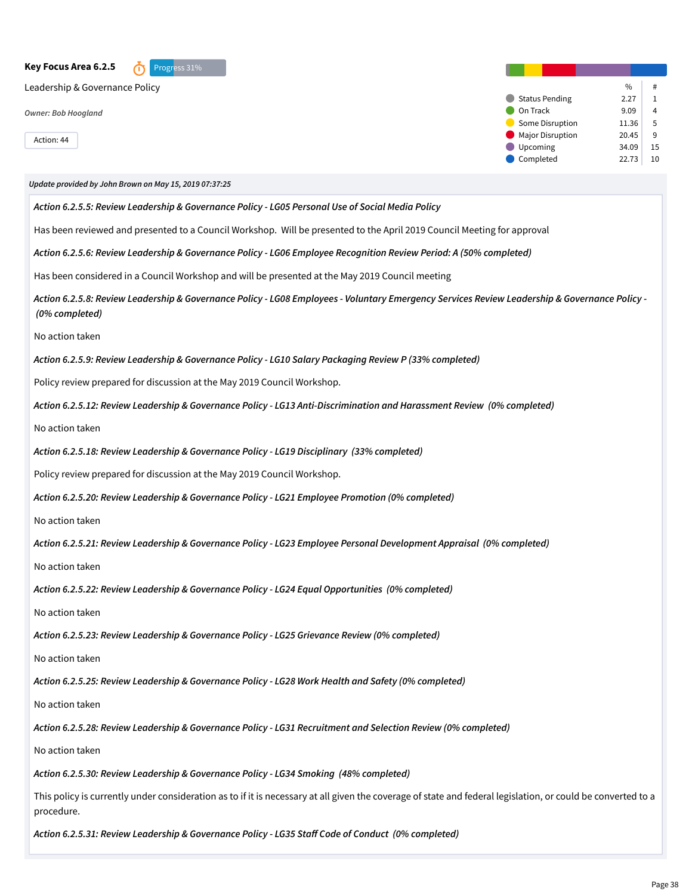**Key Focus Area 6.2.5** Progress 31%

Leadership & Governance Policy

*Owner: Bob Hoogland*

Action: 44

| | % | # |
|---|---|---|
| Status Pending | 2.27 | 1 |
| On Track | 9.09 | 4 |
| Some Disruption | 11.36 | 5 |
| Major Disruption | 20.45 | 9 |
| Upcoming | 34.09 | 15 |
| Completed | 22.73 | 10 |

***Update provided by John Brown on May 15, 2019 07:37:25***

***Action 6.2.5.5: Review Leadership & Governance Policy - LG05 Personal Use of Social Media Policy***

Has been reviewed and presented to a Council Workshop. Will be presented to the April 2019 Council Meeting for approval

***Action 6.2.5.6: Review Leadership & Governance Policy - LG06 Employee Recognition Review Period: A (50% completed)***

Has been considered in a Council Workshop and will be presented at the May 2019 Council meeting

***Action 6.2.5.8: Review Leadership & Governance Policy - LG08 Employees - Voluntary Emergency Services Review Leadership & Governance Policy - (0% completed)***

No action taken

***Action 6.2.5.9: Review Leadership & Governance Policy - LG10 Salary Packaging Review P (33% completed)***

Policy review prepared for discussion at the May 2019 Council Workshop.

***Action 6.2.5.12: Review Leadership & Governance Policy - LG13 Anti-Discrimination and Harassment Review (0% completed)***

No action taken

***Action 6.2.5.18: Review Leadership & Governance Policy - LG19 Disciplinary (33% completed)***

Policy review prepared for discussion at the May 2019 Council Workshop.

***Action 6.2.5.20: Review Leadership & Governance Policy - LG21 Employee Promotion (0% completed)***

No action taken

***Action 6.2.5.21: Review Leadership & Governance Policy - LG23 Employee Personal Development Appraisal (0% completed)***

No action taken

***Action 6.2.5.22: Review Leadership & Governance Policy - LG24 Equal Opportunities (0% completed)***

No action taken

***Action 6.2.5.23: Review Leadership & Governance Policy - LG25 Grievance Review (0% completed)***

No action taken

***Action 6.2.5.25: Review Leadership & Governance Policy - LG28 Work Health and Safety (0% completed)***

No action taken

***Action 6.2.5.28: Review Leadership & Governance Policy - LG31 Recruitment and Selection Review (0% completed)***

No action taken

***Action 6.2.5.30: Review Leadership & Governance Policy - LG34 Smoking (48% completed)***

This policy is currently under consideration as to if it is necessary at all given the coverage of state and federal legislation, or could be converted to a procedure.

***Action 6.2.5.31: Review Leadership & Governance Policy - LG35 Staff Code of Conduct (0% completed)***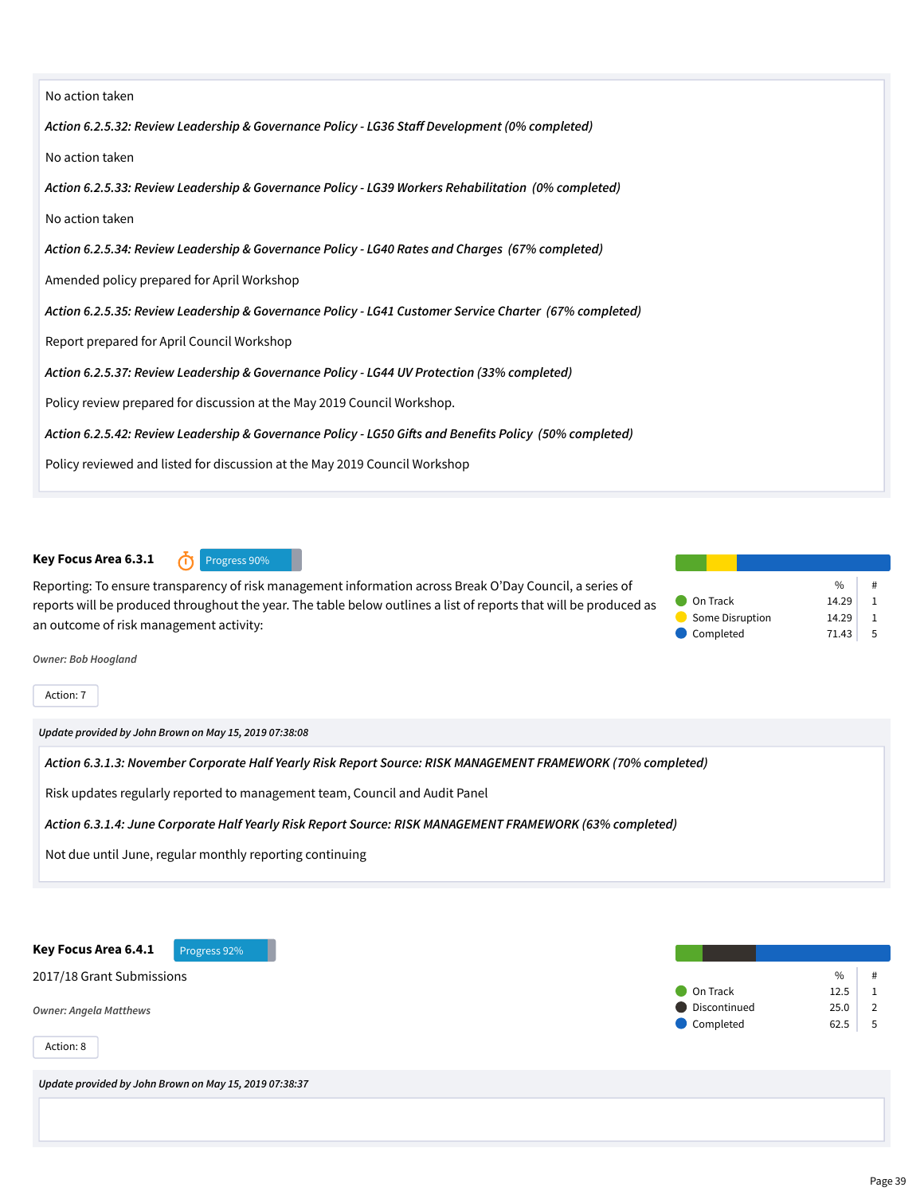No action taken

*Action 6.2.5.32: Review Leadership & Governance Policy - LG36 Staff Development (0% completed)*

No action taken

*Action 6.2.5.33: Review Leadership & Governance Policy - LG39 Workers Rehabilitation (0% completed)*

No action taken

*Action 6.2.5.34: Review Leadership & Governance Policy - LG40 Rates and Charges (67% completed)*

Amended policy prepared for April Workshop

*Action 6.2.5.35: Review Leadership & Governance Policy - LG41 Customer Service Charter (67% completed)*

Report prepared for April Council Workshop

*Action 6.2.5.37: Review Leadership & Governance Policy - LG44 UV Protection (33% completed)*

Policy review prepared for discussion at the May 2019 Council Workshop.

*Action 6.2.5.42: Review Leadership & Governance Policy - LG50 Gifts and Benefits Policy (50% completed)*

Policy reviewed and listed for discussion at the May 2019 Council Workshop

## Key Focus Area 6.3.1

Progress 90%

Reporting: To ensure transparency of risk management information across Break O'Day Council, a series of reports will be produced throughout the year. The table below outlines a list of reports that will be produced as an outcome of risk management activity:

| | % | # |
|---|---|---|
| On Track | 14.29 | 1 |
| Some Disruption | 14.29 | 1 |
| Completed | 71.43 | 5 |

*Owner: Bob Hoogland*

Action: 7

*Update provided by John Brown on May 15, 2019 07:38:08*

*Action 6.3.1.3: November Corporate Half Yearly Risk Report Source: RISK MANAGEMENT FRAMEWORK (70% completed)*

Risk updates regularly reported to management team, Council and Audit Panel

*Action 6.3.1.4: June Corporate Half Yearly Risk Report Source: RISK MANAGEMENT FRAMEWORK (63% completed)*

Not due until June, regular monthly reporting continuing

## Key Focus Area 6.4.1

Progress 92%

2017/18 Grant Submissions

| | % | # |
|---|---|---|
| On Track | 12.5 | 1 |
| Discontinued | 25.0 | 2 |
| Completed | 62.5 | 5 |

*Owner: Angela Matthews*

Action: 8

*Update provided by John Brown on May 15, 2019 07:38:37*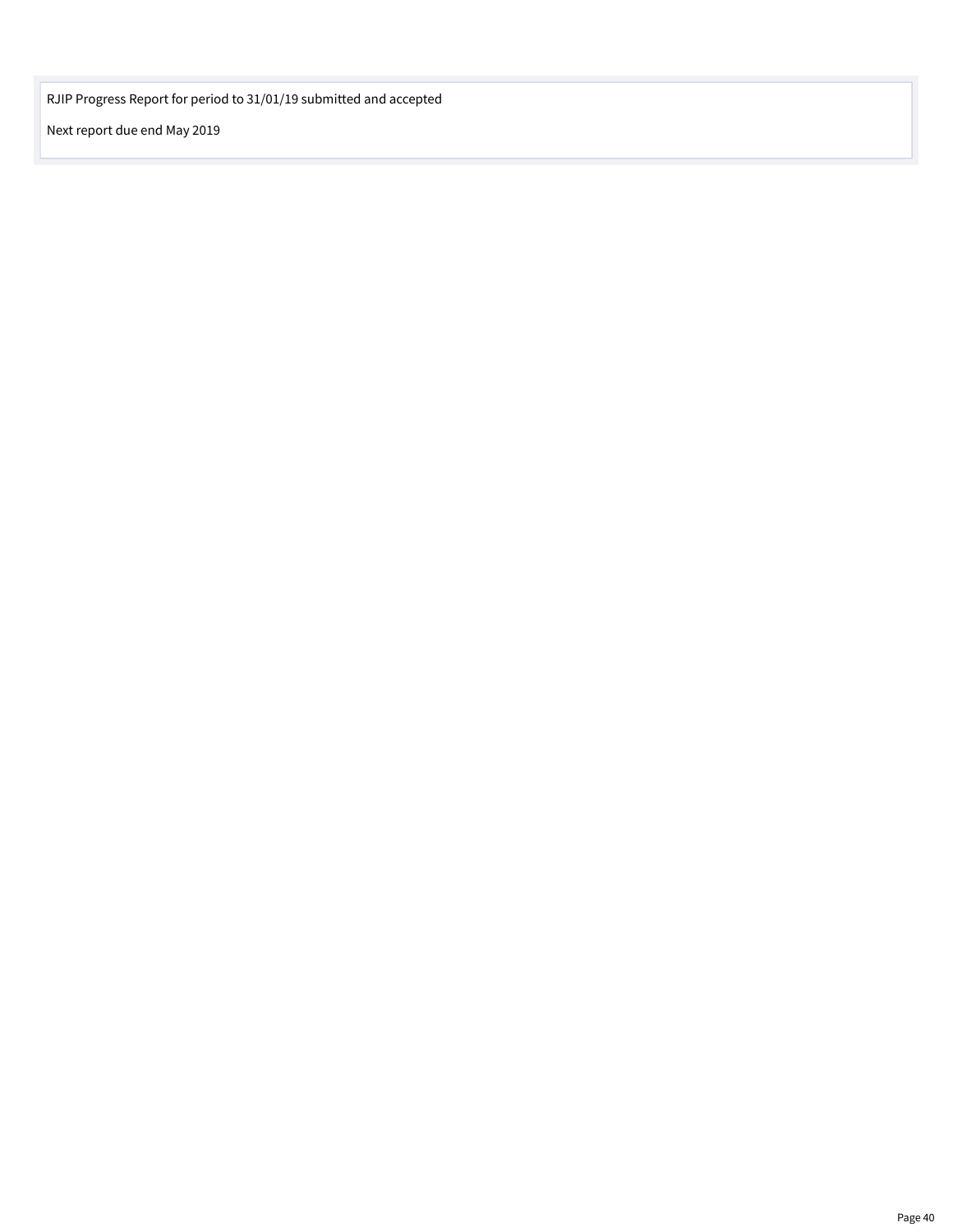RJIP Progress Report for period to 31/01/19 submitted and accepted

Next report due end May 2019